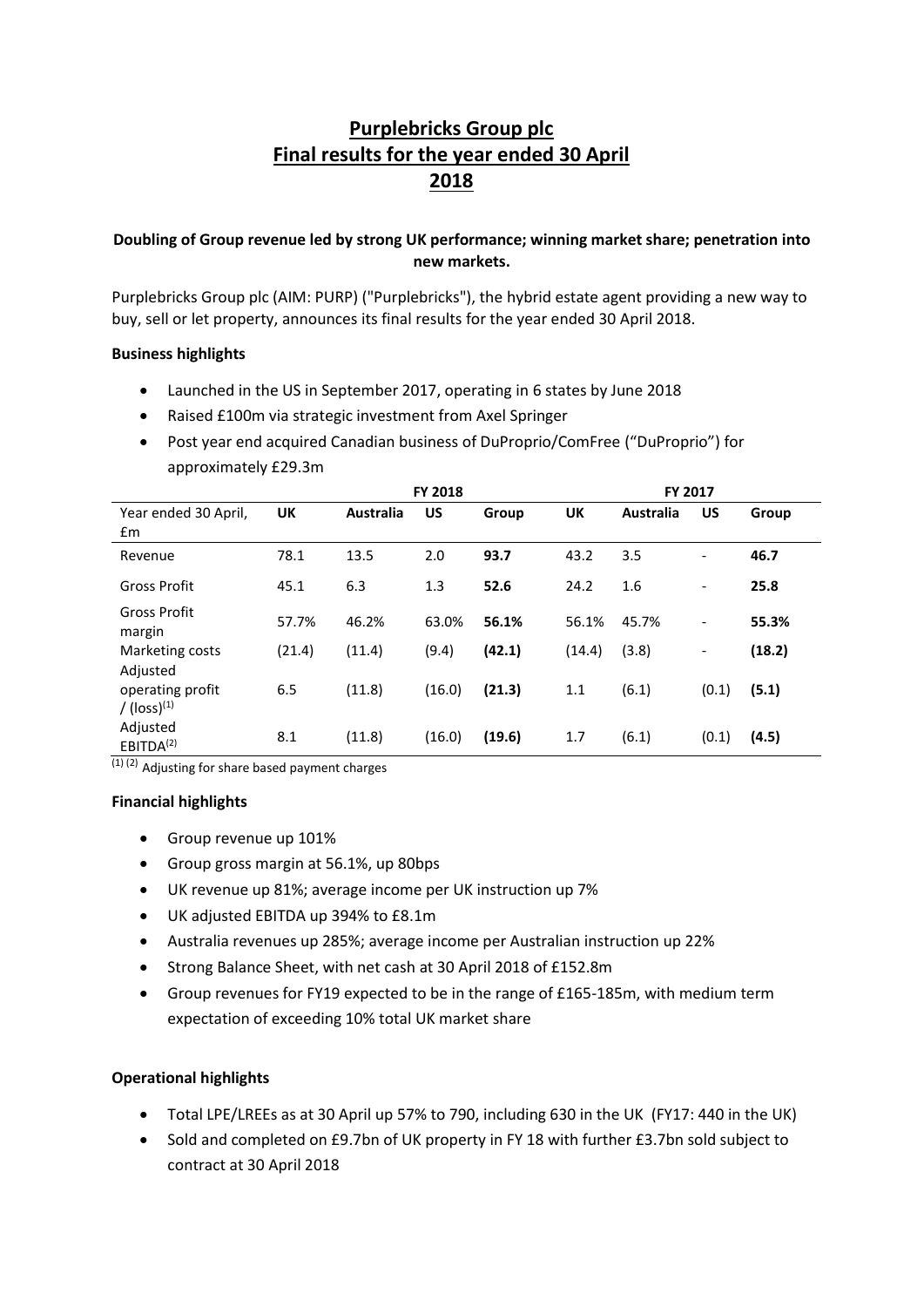# Purplebricks Group plc
# Final results for the year ended 30 April 2018

**Doubling of Group revenue led by strong UK performance; winning market share; penetration into new markets.**

Purplebricks Group plc (AIM: PURP) ("Purplebricks"), the hybrid estate agent providing a new way to buy, sell or let property, announces its final results for the year ended 30 April 2018.

**Business highlights**

- Launched in the US in September 2017, operating in 6 states by June 2018
- Raised £100m via strategic investment from Axel Springer
- Post year end acquired Canadian business of DuProprio/ComFree ("DuProprio") for approximately £29.3m

| | FY 2018 | | | | FY 2017 | | | |
|---|---|---|---|---|---|---|---|---|
| Year ended 30 April, £m | **UK** | **Australia** | **US** | **Group** | **UK** | **Australia** | **US** | **Group** |
| Revenue | 78.1 | 13.5 | 2.0 | **93.7** | 43.2 | 3.5 | - | **46.7** |
| Gross Profit | 45.1 | 6.3 | 1.3 | **52.6** | 24.2 | 1.6 | - | **25.8** |
| Gross Profit margin | 57.7% | 46.2% | 63.0% | **56.1%** | 56.1% | 45.7% | - | **55.3%** |
| Marketing costs | (21.4) | (11.4) | (9.4) | **(42.1)** | (14.4) | (3.8) | - | **(18.2)** |
| Adjusted operating profit / (loss)[1] | 6.5 | (11.8) | (16.0) | **(21.3)** | 1.1 | (6.1) | (0.1) | **(5.1)** |
| Adjusted EBITDA[2] | 8.1 | (11.8) | (16.0) | **(19.6)** | 1.7 | (6.1) | (0.1) | **(4.5)** |

[1] [2] Adjusting for share based payment charges

**Financial highlights**

- Group revenue up 101%
- Group gross margin at 56.1%, up 80bps
- UK revenue up 81%; average income per UK instruction up 7%
- UK adjusted EBITDA up 394% to £8.1m
- Australia revenues up 285%; average income per Australian instruction up 22%
- Strong Balance Sheet, with net cash at 30 April 2018 of £152.8m
- Group revenues for FY19 expected to be in the range of £165-185m, with medium term expectation of exceeding 10% total UK market share

**Operational highlights**

- Total LPE/LREEs as at 30 April up 57% to 790, including 630 in the UK (FY17: 440 in the UK)
- Sold and completed on £9.7bn of UK property in FY 18 with further £3.7bn sold subject to contract at 30 April 2018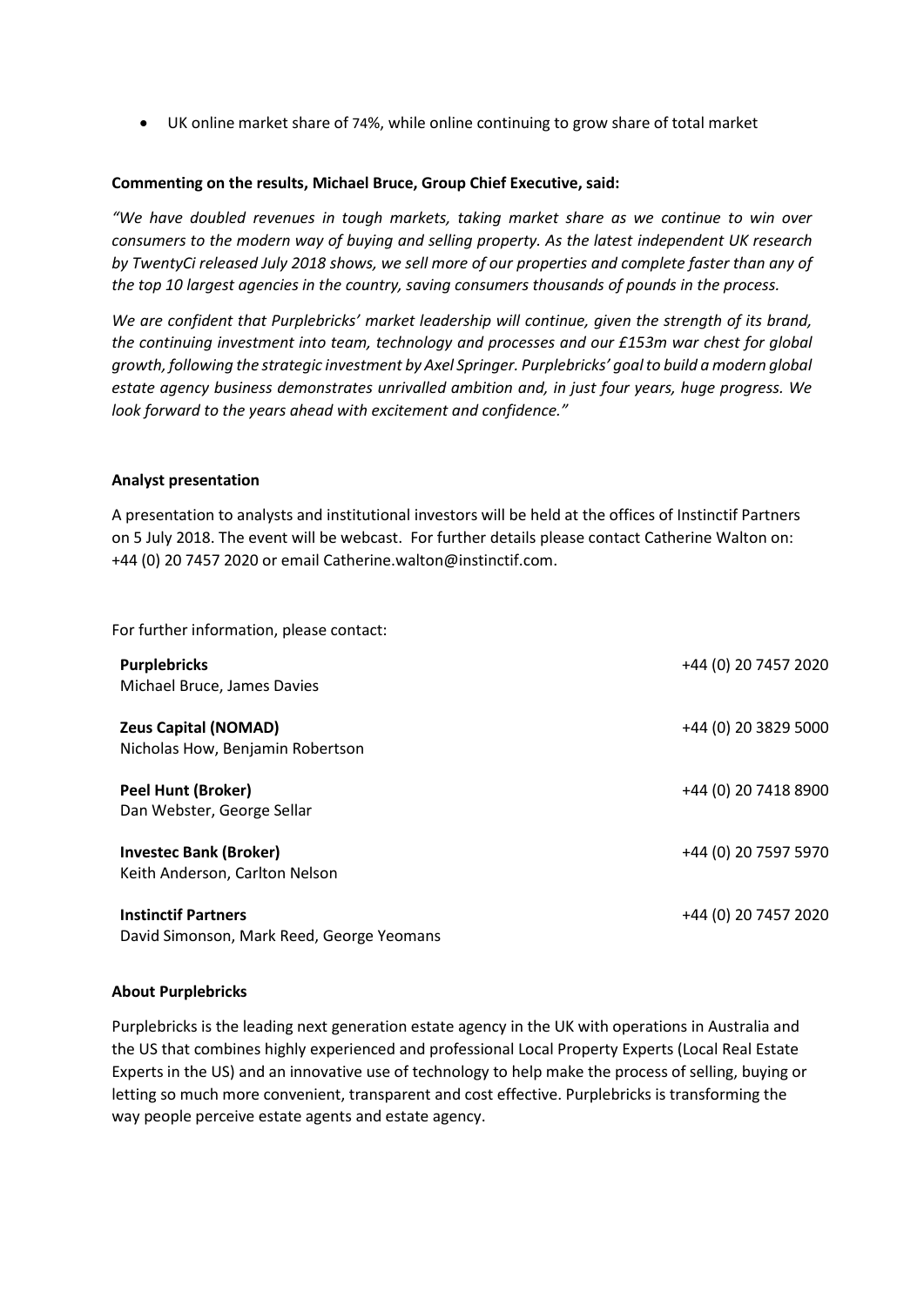- UK online market share of 74%, while online continuing to grow share of total market

**Commenting on the results, Michael Bruce, Group Chief Executive, said:**

*"We have doubled revenues in tough markets, taking market share as we continue to win over consumers to the modern way of buying and selling property. As the latest independent UK research by TwentyCi released July 2018 shows, we sell more of our properties and complete faster than any of the top 10 largest agencies in the country, saving consumers thousands of pounds in the process.*

*We are confident that Purplebricks' market leadership will continue, given the strength of its brand, the continuing investment into team, technology and processes and our £153m war chest for global growth, following the strategic investment by Axel Springer. Purplebricks' goal to build a modern global estate agency business demonstrates unrivalled ambition and, in just four years, huge progress. We look forward to the years ahead with excitement and confidence."*

**Analyst presentation**

A presentation to analysts and institutional investors will be held at the offices of Instinctif Partners on 5 July 2018. The event will be webcast. For further details please contact Catherine Walton on: +44 (0) 20 7457 2020 or email Catherine.walton@instinctif.com.

For further information, please contact:

| | |
|---|---|
| **Purplebricks**<br>Michael Bruce, James Davies | +44 (0) 20 7457 2020 |
| **Zeus Capital (NOMAD)**<br>Nicholas How, Benjamin Robertson | +44 (0) 20 3829 5000 |
| **Peel Hunt (Broker)**<br>Dan Webster, George Sellar | +44 (0) 20 7418 8900 |
| **Investec Bank (Broker)**<br>Keith Anderson, Carlton Nelson | +44 (0) 20 7597 5970 |
| **Instinctif Partners**<br>David Simonson, Mark Reed, George Yeomans | +44 (0) 20 7457 2020 |

**About Purplebricks**

Purplebricks is the leading next generation estate agency in the UK with operations in Australia and the US that combines highly experienced and professional Local Property Experts (Local Real Estate Experts in the US) and an innovative use of technology to help make the process of selling, buying or letting so much more convenient, transparent and cost effective. Purplebricks is transforming the way people perceive estate agents and estate agency.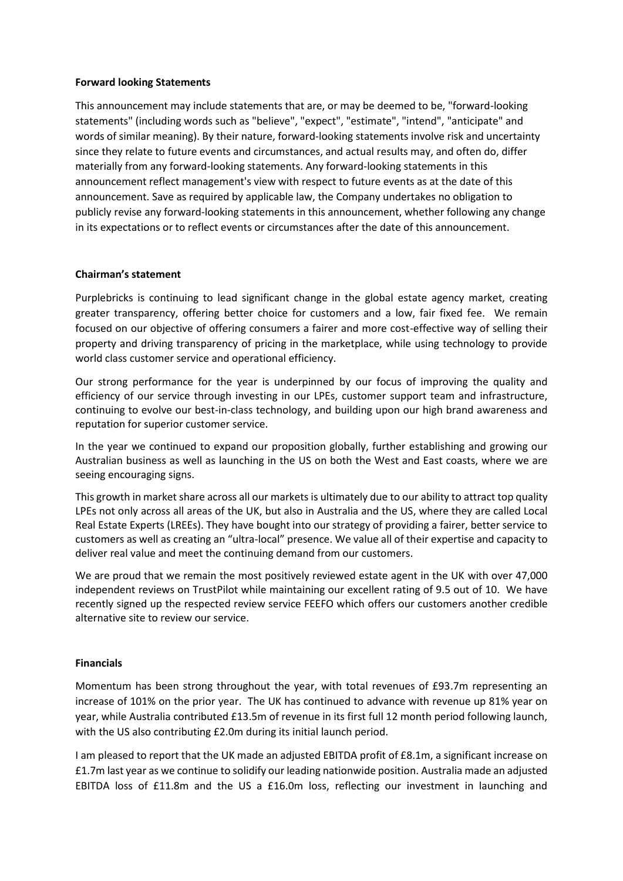**Forward looking Statements**

This announcement may include statements that are, or may be deemed to be, "forward-looking statements" (including words such as "believe", "expect", "estimate", "intend", "anticipate" and words of similar meaning). By their nature, forward-looking statements involve risk and uncertainty since they relate to future events and circumstances, and actual results may, and often do, differ materially from any forward-looking statements. Any forward-looking statements in this announcement reflect management's view with respect to future events as at the date of this announcement. Save as required by applicable law, the Company undertakes no obligation to publicly revise any forward-looking statements in this announcement, whether following any change in its expectations or to reflect events or circumstances after the date of this announcement.

**Chairman's statement**

Purplebricks is continuing to lead significant change in the global estate agency market, creating greater transparency, offering better choice for customers and a low, fair fixed fee. We remain focused on our objective of offering consumers a fairer and more cost-effective way of selling their property and driving transparency of pricing in the marketplace, while using technology to provide world class customer service and operational efficiency.

Our strong performance for the year is underpinned by our focus of improving the quality and efficiency of our service through investing in our LPEs, customer support team and infrastructure, continuing to evolve our best-in-class technology, and building upon our high brand awareness and reputation for superior customer service.

In the year we continued to expand our proposition globally, further establishing and growing our Australian business as well as launching in the US on both the West and East coasts, where we are seeing encouraging signs.

This growth in market share across all our markets is ultimately due to our ability to attract top quality LPEs not only across all areas of the UK, but also in Australia and the US, where they are called Local Real Estate Experts (LREEs). They have bought into our strategy of providing a fairer, better service to customers as well as creating an "ultra-local" presence. We value all of their expertise and capacity to deliver real value and meet the continuing demand from our customers.

We are proud that we remain the most positively reviewed estate agent in the UK with over 47,000 independent reviews on TrustPilot while maintaining our excellent rating of 9.5 out of 10. We have recently signed up the respected review service FEEFO which offers our customers another credible alternative site to review our service.

**Financials**

Momentum has been strong throughout the year, with total revenues of £93.7m representing an increase of 101% on the prior year. The UK has continued to advance with revenue up 81% year on year, while Australia contributed £13.5m of revenue in its first full 12 month period following launch, with the US also contributing £2.0m during its initial launch period.

I am pleased to report that the UK made an adjusted EBITDA profit of £8.1m, a significant increase on £1.7m last year as we continue to solidify our leading nationwide position. Australia made an adjusted EBITDA loss of £11.8m and the US a £16.0m loss, reflecting our investment in launching and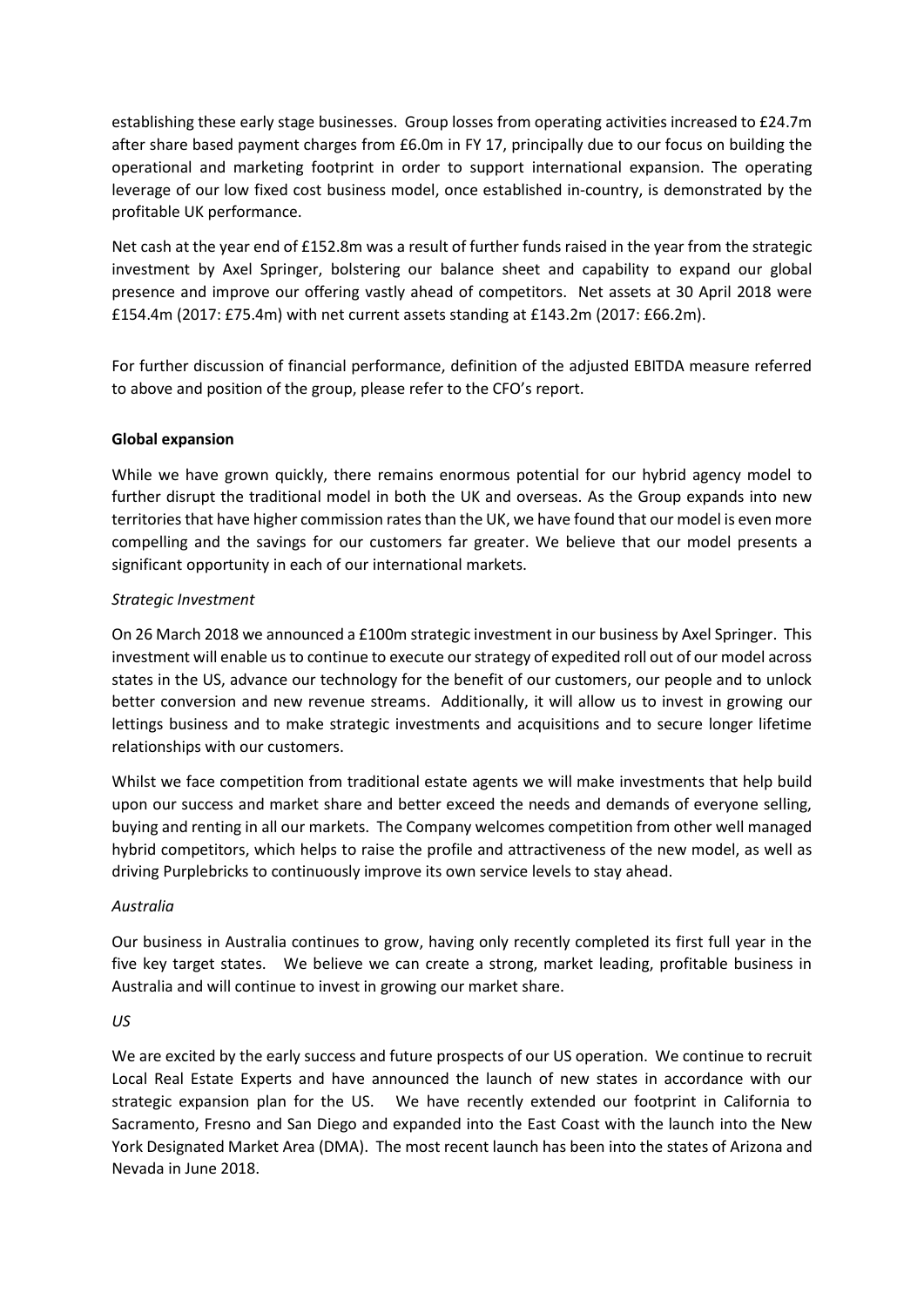establishing these early stage businesses. Group losses from operating activities increased to £24.7m after share based payment charges from £6.0m in FY 17, principally due to our focus on building the operational and marketing footprint in order to support international expansion. The operating leverage of our low fixed cost business model, once established in-country, is demonstrated by the profitable UK performance.

Net cash at the year end of £152.8m was a result of further funds raised in the year from the strategic investment by Axel Springer, bolstering our balance sheet and capability to expand our global presence and improve our offering vastly ahead of competitors. Net assets at 30 April 2018 were £154.4m (2017: £75.4m) with net current assets standing at £143.2m (2017: £66.2m).

For further discussion of financial performance, definition of the adjusted EBITDA measure referred to above and position of the group, please refer to the CFO's report.

**Global expansion**

While we have grown quickly, there remains enormous potential for our hybrid agency model to further disrupt the traditional model in both the UK and overseas. As the Group expands into new territories that have higher commission rates than the UK, we have found that our model is even more compelling and the savings for our customers far greater. We believe that our model presents a significant opportunity in each of our international markets.

*Strategic Investment*

On 26 March 2018 we announced a £100m strategic investment in our business by Axel Springer. This investment will enable us to continue to execute our strategy of expedited roll out of our model across states in the US, advance our technology for the benefit of our customers, our people and to unlock better conversion and new revenue streams. Additionally, it will allow us to invest in growing our lettings business and to make strategic investments and acquisitions and to secure longer lifetime relationships with our customers.

Whilst we face competition from traditional estate agents we will make investments that help build upon our success and market share and better exceed the needs and demands of everyone selling, buying and renting in all our markets. The Company welcomes competition from other well managed hybrid competitors, which helps to raise the profile and attractiveness of the new model, as well as driving Purplebricks to continuously improve its own service levels to stay ahead.

*Australia*

Our business in Australia continues to grow, having only recently completed its first full year in the five key target states. We believe we can create a strong, market leading, profitable business in Australia and will continue to invest in growing our market share.

*US*

We are excited by the early success and future prospects of our US operation. We continue to recruit Local Real Estate Experts and have announced the launch of new states in accordance with our strategic expansion plan for the US. We have recently extended our footprint in California to Sacramento, Fresno and San Diego and expanded into the East Coast with the launch into the New York Designated Market Area (DMA). The most recent launch has been into the states of Arizona and Nevada in June 2018.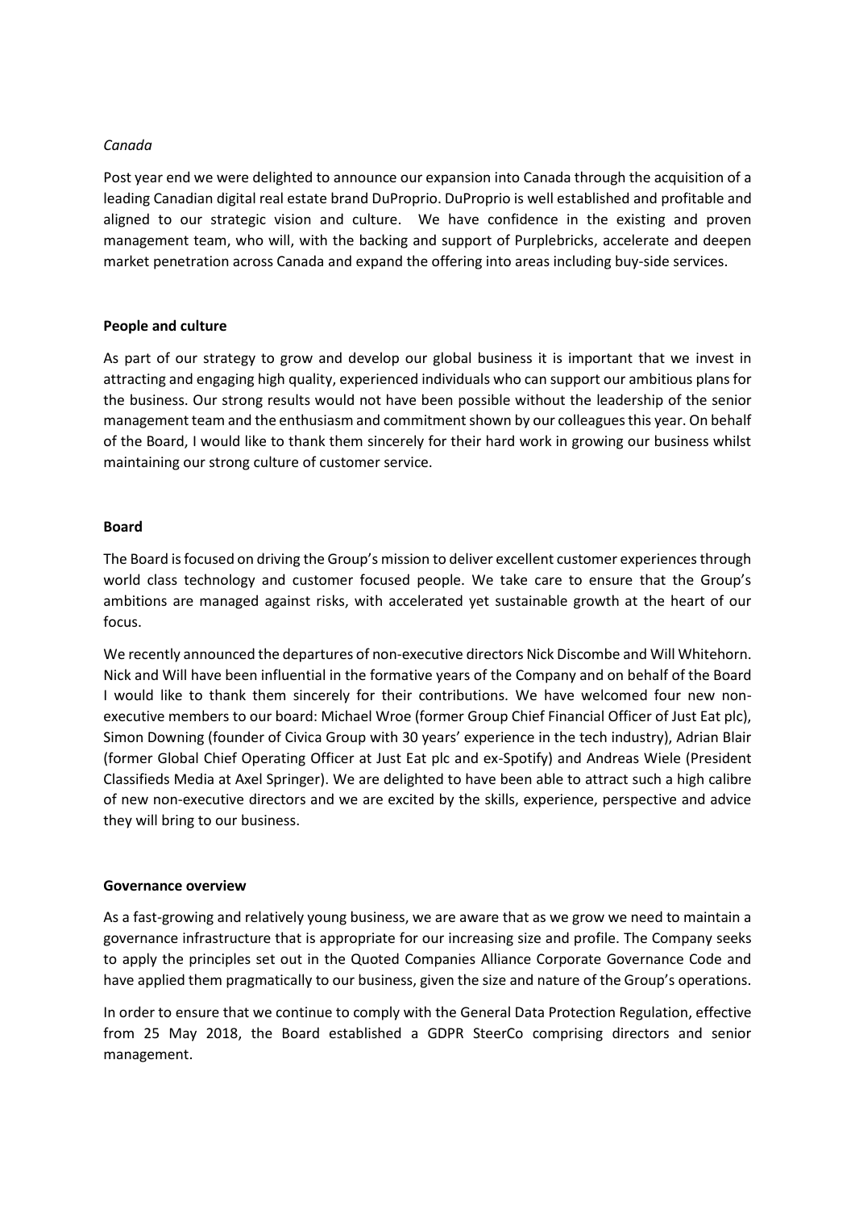*Canada*

Post year end we were delighted to announce our expansion into Canada through the acquisition of a leading Canadian digital real estate brand DuProprio. DuProprio is well established and profitable and aligned to our strategic vision and culture. We have confidence in the existing and proven management team, who will, with the backing and support of Purplebricks, accelerate and deepen market penetration across Canada and expand the offering into areas including buy-side services.

**People and culture**

As part of our strategy to grow and develop our global business it is important that we invest in attracting and engaging high quality, experienced individuals who can support our ambitious plans for the business. Our strong results would not have been possible without the leadership of the senior management team and the enthusiasm and commitment shown by our colleagues this year. On behalf of the Board, I would like to thank them sincerely for their hard work in growing our business whilst maintaining our strong culture of customer service.

**Board**

The Board is focused on driving the Group's mission to deliver excellent customer experiences through world class technology and customer focused people. We take care to ensure that the Group's ambitions are managed against risks, with accelerated yet sustainable growth at the heart of our focus.

We recently announced the departures of non-executive directors Nick Discombe and Will Whitehorn. Nick and Will have been influential in the formative years of the Company and on behalf of the Board I would like to thank them sincerely for their contributions. We have welcomed four new non-executive members to our board: Michael Wroe (former Group Chief Financial Officer of Just Eat plc), Simon Downing (founder of Civica Group with 30 years' experience in the tech industry), Adrian Blair (former Global Chief Operating Officer at Just Eat plc and ex-Spotify) and Andreas Wiele (President Classifieds Media at Axel Springer). We are delighted to have been able to attract such a high calibre of new non-executive directors and we are excited by the skills, experience, perspective and advice they will bring to our business.

**Governance overview**

As a fast-growing and relatively young business, we are aware that as we grow we need to maintain a governance infrastructure that is appropriate for our increasing size and profile. The Company seeks to apply the principles set out in the Quoted Companies Alliance Corporate Governance Code and have applied them pragmatically to our business, given the size and nature of the Group's operations.

In order to ensure that we continue to comply with the General Data Protection Regulation, effective from 25 May 2018, the Board established a GDPR SteerCo comprising directors and senior management.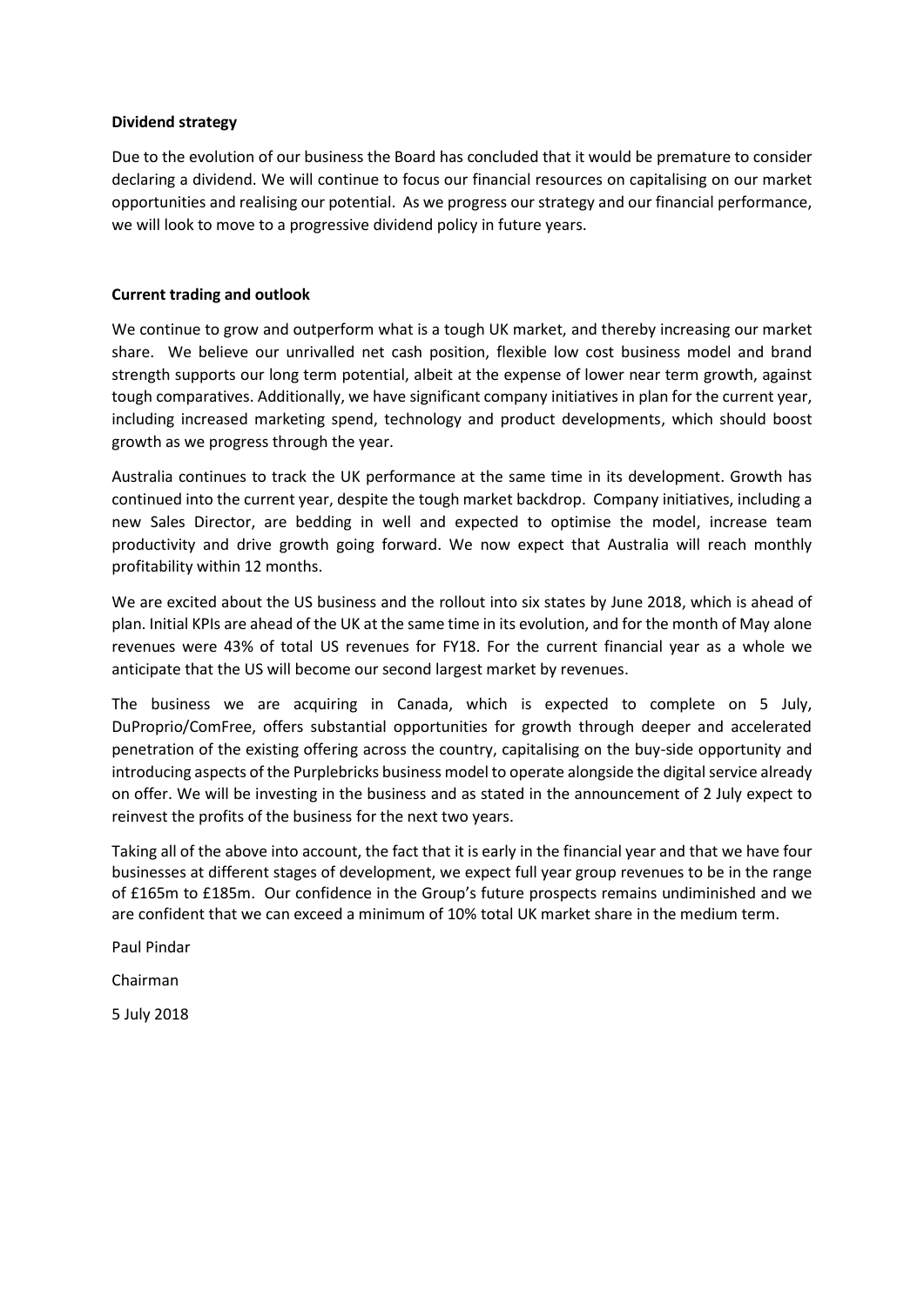**Dividend strategy**

Due to the evolution of our business the Board has concluded that it would be premature to consider declaring a dividend. We will continue to focus our financial resources on capitalising on our market opportunities and realising our potential. As we progress our strategy and our financial performance, we will look to move to a progressive dividend policy in future years.

**Current trading and outlook**

We continue to grow and outperform what is a tough UK market, and thereby increasing our market share. We believe our unrivalled net cash position, flexible low cost business model and brand strength supports our long term potential, albeit at the expense of lower near term growth, against tough comparatives. Additionally, we have significant company initiatives in plan for the current year, including increased marketing spend, technology and product developments, which should boost growth as we progress through the year.

Australia continues to track the UK performance at the same time in its development. Growth has continued into the current year, despite the tough market backdrop. Company initiatives, including a new Sales Director, are bedding in well and expected to optimise the model, increase team productivity and drive growth going forward. We now expect that Australia will reach monthly profitability within 12 months.

We are excited about the US business and the rollout into six states by June 2018, which is ahead of plan. Initial KPIs are ahead of the UK at the same time in its evolution, and for the month of May alone revenues were 43% of total US revenues for FY18. For the current financial year as a whole we anticipate that the US will become our second largest market by revenues.

The business we are acquiring in Canada, which is expected to complete on 5 July, DuProprio/ComFree, offers substantial opportunities for growth through deeper and accelerated penetration of the existing offering across the country, capitalising on the buy-side opportunity and introducing aspects of the Purplebricks business model to operate alongside the digital service already on offer. We will be investing in the business and as stated in the announcement of 2 July expect to reinvest the profits of the business for the next two years.

Taking all of the above into account, the fact that it is early in the financial year and that we have four businesses at different stages of development, we expect full year group revenues to be in the range of £165m to £185m. Our confidence in the Group's future prospects remains undiminished and we are confident that we can exceed a minimum of 10% total UK market share in the medium term.

Paul Pindar

Chairman

5 July 2018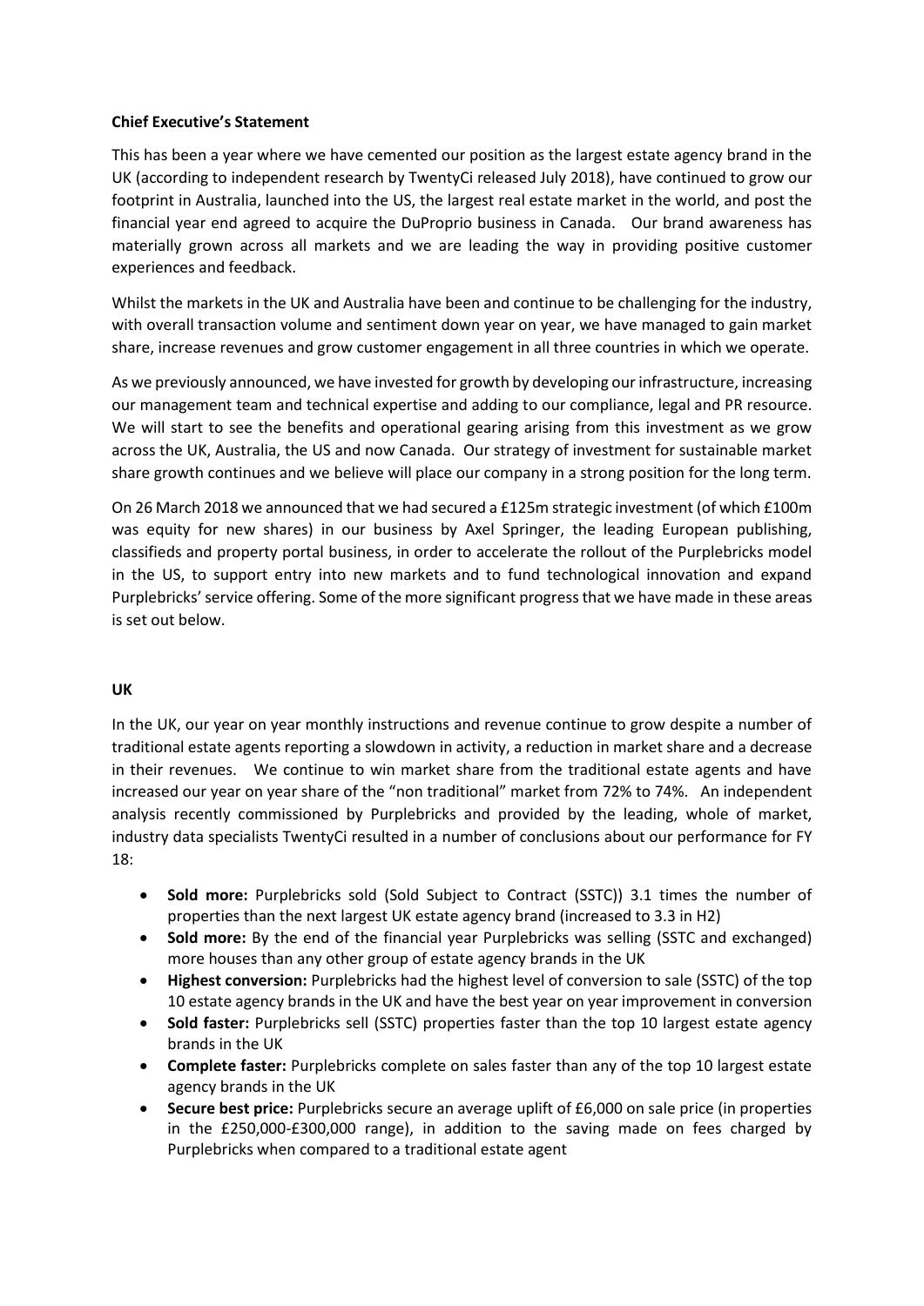**Chief Executive's Statement**

This has been a year where we have cemented our position as the largest estate agency brand in the UK (according to independent research by TwentyCi released July 2018), have continued to grow our footprint in Australia, launched into the US, the largest real estate market in the world, and post the financial year end agreed to acquire the DuProprio business in Canada. Our brand awareness has materially grown across all markets and we are leading the way in providing positive customer experiences and feedback.

Whilst the markets in the UK and Australia have been and continue to be challenging for the industry, with overall transaction volume and sentiment down year on year, we have managed to gain market share, increase revenues and grow customer engagement in all three countries in which we operate.

As we previously announced, we have invested for growth by developing our infrastructure, increasing our management team and technical expertise and adding to our compliance, legal and PR resource. We will start to see the benefits and operational gearing arising from this investment as we grow across the UK, Australia, the US and now Canada. Our strategy of investment for sustainable market share growth continues and we believe will place our company in a strong position for the long term.

On 26 March 2018 we announced that we had secured a £125m strategic investment (of which £100m was equity for new shares) in our business by Axel Springer, the leading European publishing, classifieds and property portal business, in order to accelerate the rollout of the Purplebricks model in the US, to support entry into new markets and to fund technological innovation and expand Purplebricks' service offering. Some of the more significant progress that we have made in these areas is set out below.

**UK**

In the UK, our year on year monthly instructions and revenue continue to grow despite a number of traditional estate agents reporting a slowdown in activity, a reduction in market share and a decrease in their revenues. We continue to win market share from the traditional estate agents and have increased our year on year share of the "non traditional" market from 72% to 74%. An independent analysis recently commissioned by Purplebricks and provided by the leading, whole of market, industry data specialists TwentyCi resulted in a number of conclusions about our performance for FY 18:

- **Sold more:** Purplebricks sold (Sold Subject to Contract (SSTC)) 3.1 times the number of properties than the next largest UK estate agency brand (increased to 3.3 in H2)
- **Sold more:** By the end of the financial year Purplebricks was selling (SSTC and exchanged) more houses than any other group of estate agency brands in the UK
- **Highest conversion:** Purplebricks had the highest level of conversion to sale (SSTC) of the top 10 estate agency brands in the UK and have the best year on year improvement in conversion
- **Sold faster:** Purplebricks sell (SSTC) properties faster than the top 10 largest estate agency brands in the UK
- **Complete faster:** Purplebricks complete on sales faster than any of the top 10 largest estate agency brands in the UK
- **Secure best price:** Purplebricks secure an average uplift of £6,000 on sale price (in properties in the £250,000-£300,000 range), in addition to the saving made on fees charged by Purplebricks when compared to a traditional estate agent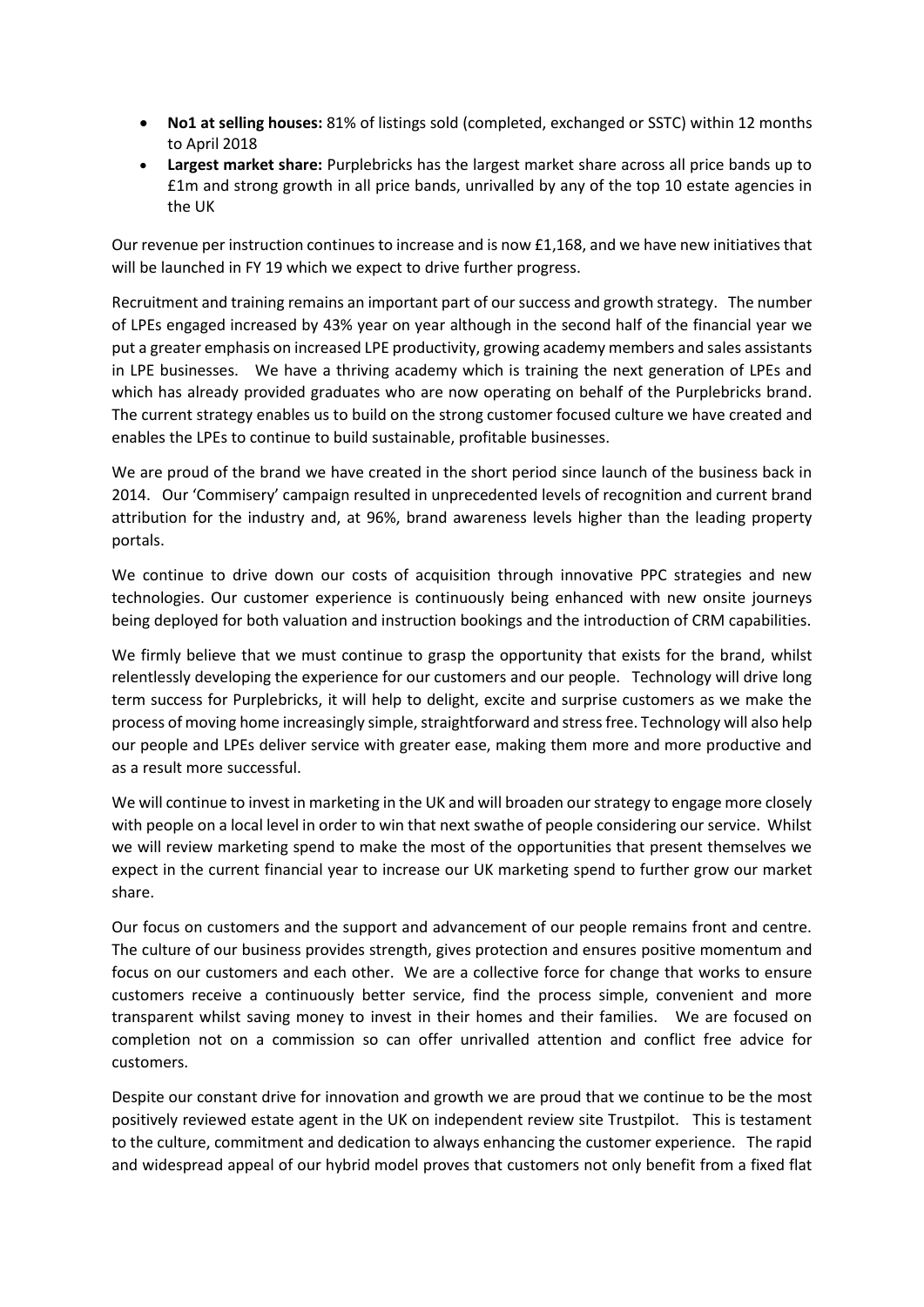- **No1 at selling houses:** 81% of listings sold (completed, exchanged or SSTC) within 12 months to April 2018
- **Largest market share:** Purplebricks has the largest market share across all price bands up to £1m and strong growth in all price bands, unrivalled by any of the top 10 estate agencies in the UK

Our revenue per instruction continues to increase and is now £1,168, and we have new initiatives that will be launched in FY 19 which we expect to drive further progress.

Recruitment and training remains an important part of our success and growth strategy. The number of LPEs engaged increased by 43% year on year although in the second half of the financial year we put a greater emphasis on increased LPE productivity, growing academy members and sales assistants in LPE businesses. We have a thriving academy which is training the next generation of LPEs and which has already provided graduates who are now operating on behalf of the Purplebricks brand. The current strategy enables us to build on the strong customer focused culture we have created and enables the LPEs to continue to build sustainable, profitable businesses.

We are proud of the brand we have created in the short period since launch of the business back in 2014. Our 'Commisery' campaign resulted in unprecedented levels of recognition and current brand attribution for the industry and, at 96%, brand awareness levels higher than the leading property portals.

We continue to drive down our costs of acquisition through innovative PPC strategies and new technologies. Our customer experience is continuously being enhanced with new onsite journeys being deployed for both valuation and instruction bookings and the introduction of CRM capabilities.

We firmly believe that we must continue to grasp the opportunity that exists for the brand, whilst relentlessly developing the experience for our customers and our people. Technology will drive long term success for Purplebricks, it will help to delight, excite and surprise customers as we make the process of moving home increasingly simple, straightforward and stress free. Technology will also help our people and LPEs deliver service with greater ease, making them more and more productive and as a result more successful.

We will continue to invest in marketing in the UK and will broaden our strategy to engage more closely with people on a local level in order to win that next swathe of people considering our service. Whilst we will review marketing spend to make the most of the opportunities that present themselves we expect in the current financial year to increase our UK marketing spend to further grow our market share.

Our focus on customers and the support and advancement of our people remains front and centre. The culture of our business provides strength, gives protection and ensures positive momentum and focus on our customers and each other. We are a collective force for change that works to ensure customers receive a continuously better service, find the process simple, convenient and more transparent whilst saving money to invest in their homes and their families. We are focused on completion not on a commission so can offer unrivalled attention and conflict free advice for customers.

Despite our constant drive for innovation and growth we are proud that we continue to be the most positively reviewed estate agent in the UK on independent review site Trustpilot. This is testament to the culture, commitment and dedication to always enhancing the customer experience. The rapid and widespread appeal of our hybrid model proves that customers not only benefit from a fixed flat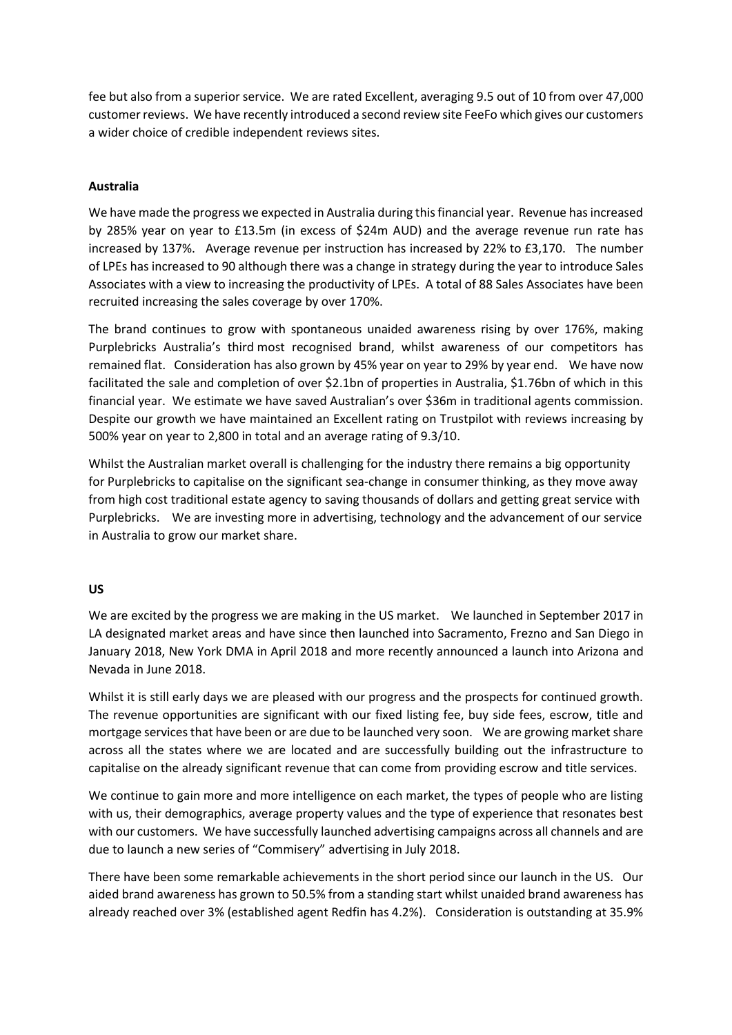fee but also from a superior service. We are rated Excellent, averaging 9.5 out of 10 from over 47,000 customer reviews. We have recently introduced a second review site FeeFo which gives our customers a wider choice of credible independent reviews sites.

**Australia**

We have made the progress we expected in Australia during this financial year. Revenue has increased by 285% year on year to £13.5m (in excess of $24m AUD) and the average revenue run rate has increased by 137%. Average revenue per instruction has increased by 22% to £3,170. The number of LPEs has increased to 90 although there was a change in strategy during the year to introduce Sales Associates with a view to increasing the productivity of LPEs. A total of 88 Sales Associates have been recruited increasing the sales coverage by over 170%.

The brand continues to grow with spontaneous unaided awareness rising by over 176%, making Purplebricks Australia's third most recognised brand, whilst awareness of our competitors has remained flat. Consideration has also grown by 45% year on year to 29% by year end. We have now facilitated the sale and completion of over $2.1bn of properties in Australia, $1.76bn of which in this financial year. We estimate we have saved Australian's over $36m in traditional agents commission. Despite our growth we have maintained an Excellent rating on Trustpilot with reviews increasing by 500% year on year to 2,800 in total and an average rating of 9.3/10.

Whilst the Australian market overall is challenging for the industry there remains a big opportunity for Purplebricks to capitalise on the significant sea-change in consumer thinking, as they move away from high cost traditional estate agency to saving thousands of dollars and getting great service with Purplebricks. We are investing more in advertising, technology and the advancement of our service in Australia to grow our market share.

**US**

We are excited by the progress we are making in the US market. We launched in September 2017 in LA designated market areas and have since then launched into Sacramento, Frezno and San Diego in January 2018, New York DMA in April 2018 and more recently announced a launch into Arizona and Nevada in June 2018.

Whilst it is still early days we are pleased with our progress and the prospects for continued growth. The revenue opportunities are significant with our fixed listing fee, buy side fees, escrow, title and mortgage services that have been or are due to be launched very soon. We are growing market share across all the states where we are located and are successfully building out the infrastructure to capitalise on the already significant revenue that can come from providing escrow and title services.

We continue to gain more and more intelligence on each market, the types of people who are listing with us, their demographics, average property values and the type of experience that resonates best with our customers. We have successfully launched advertising campaigns across all channels and are due to launch a new series of "Commisery" advertising in July 2018.

There have been some remarkable achievements in the short period since our launch in the US. Our aided brand awareness has grown to 50.5% from a standing start whilst unaided brand awareness has already reached over 3% (established agent Redfin has 4.2%). Consideration is outstanding at 35.9%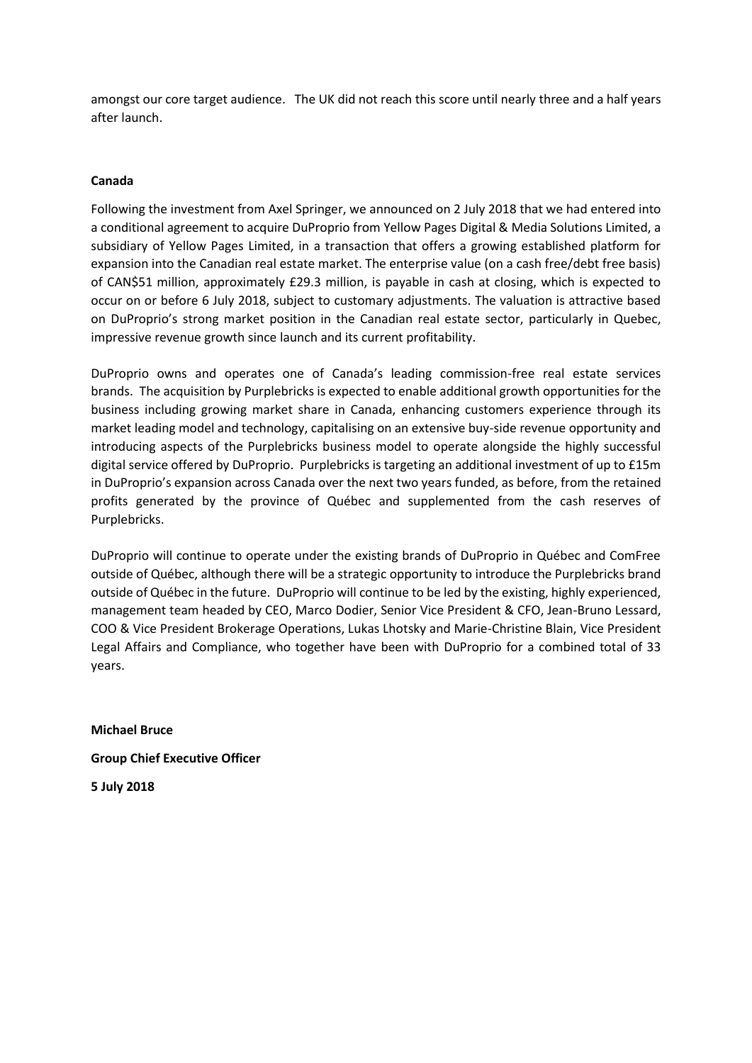amongst our core target audience. The UK did not reach this score until nearly three and a half years after launch.

**Canada**

Following the investment from Axel Springer, we announced on 2 July 2018 that we had entered into a conditional agreement to acquire DuProprio from Yellow Pages Digital & Media Solutions Limited, a subsidiary of Yellow Pages Limited, in a transaction that offers a growing established platform for expansion into the Canadian real estate market. The enterprise value (on a cash free/debt free basis) of CAN$51 million, approximately £29.3 million, is payable in cash at closing, which is expected to occur on or before 6 July 2018, subject to customary adjustments. The valuation is attractive based on DuProprio's strong market position in the Canadian real estate sector, particularly in Quebec, impressive revenue growth since launch and its current profitability.

DuProprio owns and operates one of Canada's leading commission-free real estate services brands. The acquisition by Purplebricks is expected to enable additional growth opportunities for the business including growing market share in Canada, enhancing customers experience through its market leading model and technology, capitalising on an extensive buy-side revenue opportunity and introducing aspects of the Purplebricks business model to operate alongside the highly successful digital service offered by DuProprio. Purplebricks is targeting an additional investment of up to £15m in DuProprio's expansion across Canada over the next two years funded, as before, from the retained profits generated by the province of Québec and supplemented from the cash reserves of Purplebricks.

DuProprio will continue to operate under the existing brands of DuProprio in Québec and ComFree outside of Québec, although there will be a strategic opportunity to introduce the Purplebricks brand outside of Québec in the future. DuProprio will continue to be led by the existing, highly experienced, management team headed by CEO, Marco Dodier, Senior Vice President & CFO, Jean-Bruno Lessard, COO & Vice President Brokerage Operations, Lukas Lhotsky and Marie-Christine Blain, Vice President Legal Affairs and Compliance, who together have been with DuProprio for a combined total of 33 years.

**Michael Bruce**

**Group Chief Executive Officer**

**5 July 2018**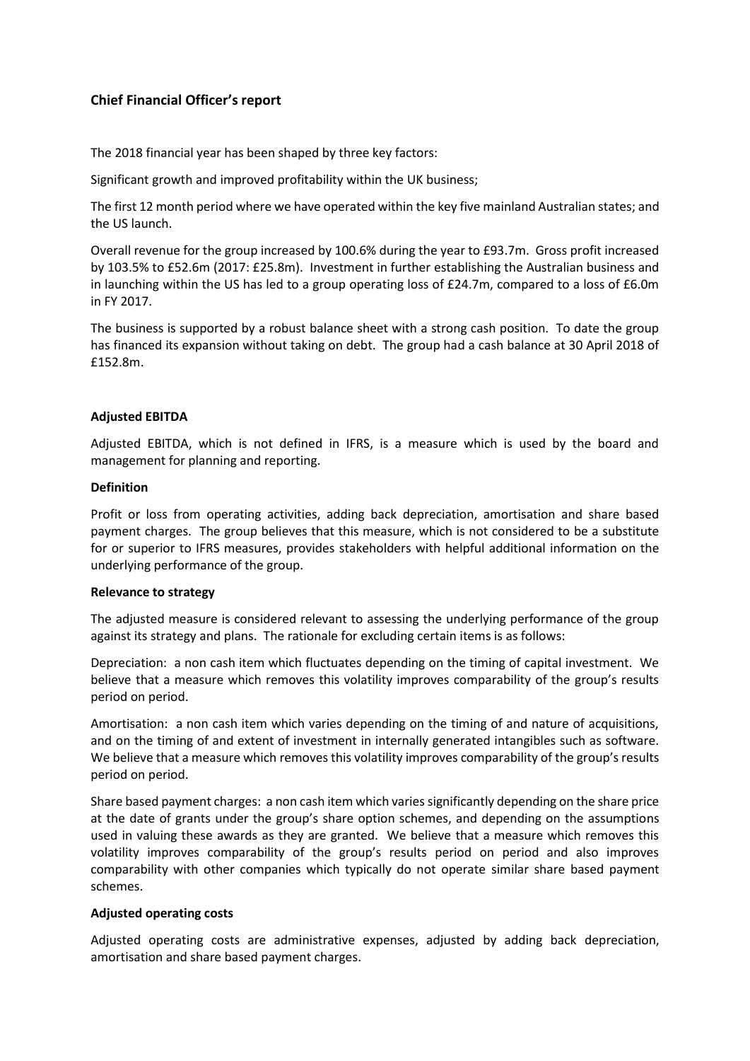## Chief Financial Officer's report

The 2018 financial year has been shaped by three key factors:

Significant growth and improved profitability within the UK business;

The first 12 month period where we have operated within the key five mainland Australian states; and the US launch.

Overall revenue for the group increased by 100.6% during the year to £93.7m. Gross profit increased by 103.5% to £52.6m (2017: £25.8m). Investment in further establishing the Australian business and in launching within the US has led to a group operating loss of £24.7m, compared to a loss of £6.0m in FY 2017.

The business is supported by a robust balance sheet with a strong cash position. To date the group has financed its expansion without taking on debt. The group had a cash balance at 30 April 2018 of £152.8m.

### Adjusted EBITDA

Adjusted EBITDA, which is not defined in IFRS, is a measure which is used by the board and management for planning and reporting.

**Definition**

Profit or loss from operating activities, adding back depreciation, amortisation and share based payment charges. The group believes that this measure, which is not considered to be a substitute for or superior to IFRS measures, provides stakeholders with helpful additional information on the underlying performance of the group.

**Relevance to strategy**

The adjusted measure is considered relevant to assessing the underlying performance of the group against its strategy and plans. The rationale for excluding certain items is as follows:

Depreciation: a non cash item which fluctuates depending on the timing of capital investment. We believe that a measure which removes this volatility improves comparability of the group's results period on period.

Amortisation: a non cash item which varies depending on the timing of and nature of acquisitions, and on the timing of and extent of investment in internally generated intangibles such as software. We believe that a measure which removes this volatility improves comparability of the group's results period on period.

Share based payment charges: a non cash item which varies significantly depending on the share price at the date of grants under the group's share option schemes, and depending on the assumptions used in valuing these awards as they are granted. We believe that a measure which removes this volatility improves comparability of the group's results period on period and also improves comparability with other companies which typically do not operate similar share based payment schemes.

**Adjusted operating costs**

Adjusted operating costs are administrative expenses, adjusted by adding back depreciation, amortisation and share based payment charges.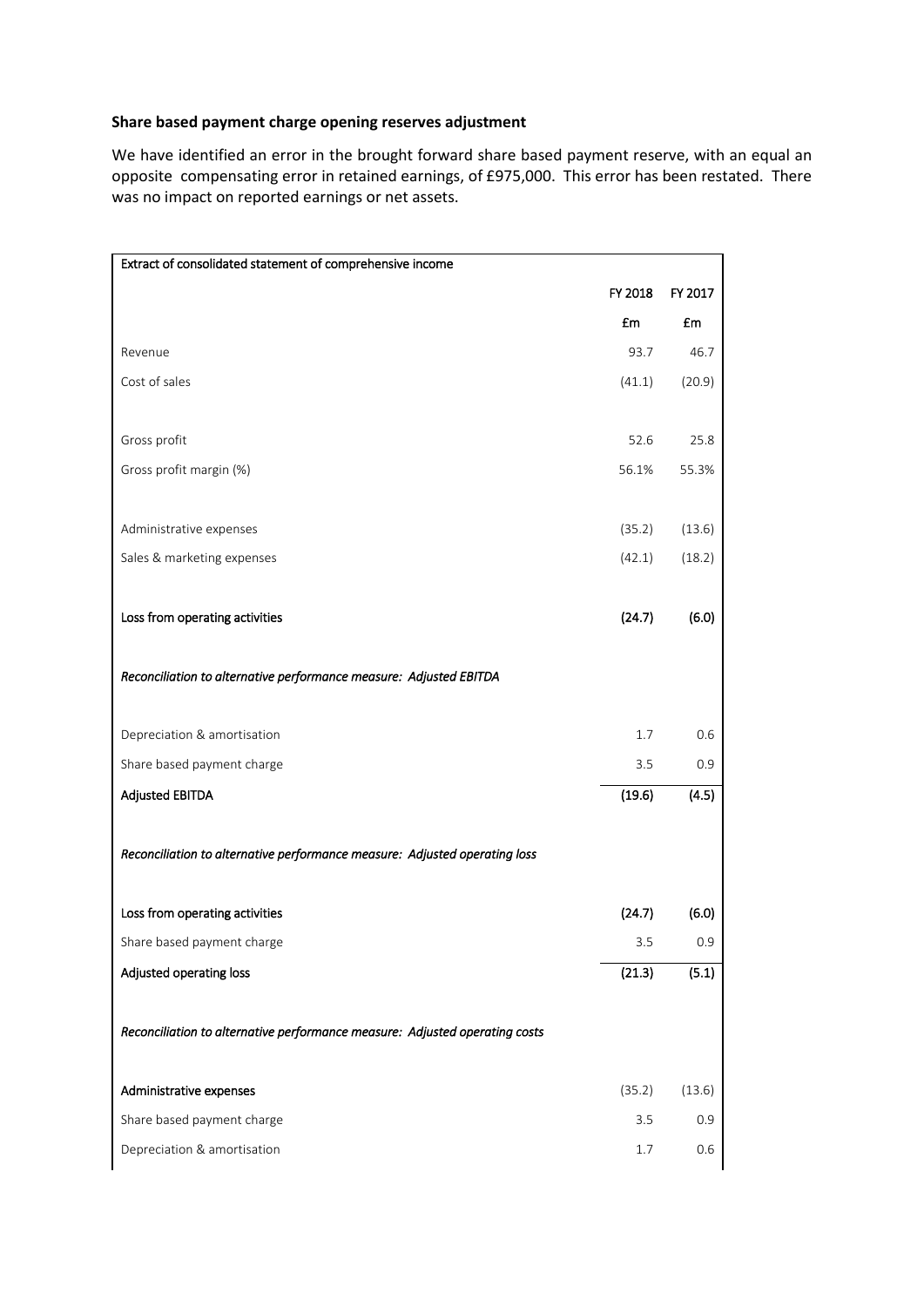**Share based payment charge opening reserves adjustment**

We have identified an error in the brought forward share based payment reserve, with an equal an opposite compensating error in retained earnings, of £975,000. This error has been restated. There was no impact on reported earnings or net assets.

| Extract of consolidated statement of comprehensive income | | |
|---|---|---|
| | FY 2018 | FY 2017 |
| | £m | £m |
| Revenue | 93.7 | 46.7 |
| Cost of sales | (41.1) | (20.9) |
| | | |
| Gross profit | 52.6 | 25.8 |
| Gross profit margin (%) | 56.1% | 55.3% |
| | | |
| Administrative expenses | (35.2) | (13.6) |
| Sales & marketing expenses | (42.1) | (18.2) |
| | | |
| **Loss from operating activities** | **(24.7)** | **(6.0)** |
| | | |
| *Reconciliation to alternative performance measure: Adjusted EBITDA* | | |
| | | |
| Depreciation & amortisation | 1.7 | 0.6 |
| Share based payment charge | 3.5 | 0.9 |
| **Adjusted EBITDA** | **(19.6)** | **(4.5)** |
| | | |
| *Reconciliation to alternative performance measure: Adjusted operating loss* | | |
| | | |
| **Loss from operating activities** | **(24.7)** | **(6.0)** |
| Share based payment charge | 3.5 | 0.9 |
| **Adjusted operating loss** | **(21.3)** | **(5.1)** |
| | | |
| *Reconciliation to alternative performance measure: Adjusted operating costs* | | |
| | | |
| **Administrative expenses** | (35.2) | (13.6) |
| Share based payment charge | 3.5 | 0.9 |
| Depreciation & amortisation | 1.7 | 0.6 |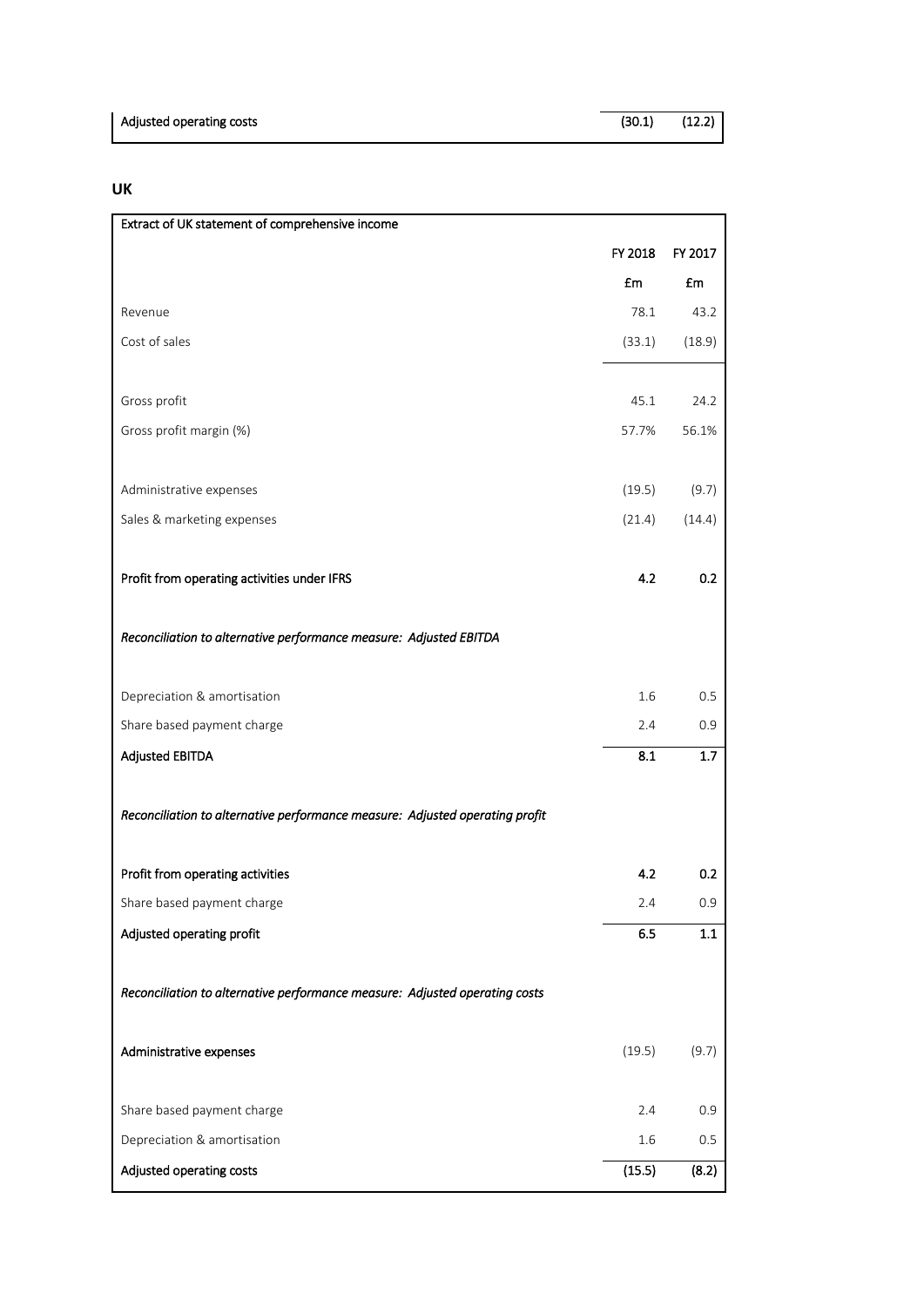| Adjusted operating costs | (30.1) | (12.2) |
|---|---|---|

## UK

| Extract of UK statement of comprehensive income | | |
|---|---|---|
| | FY 2018 | FY 2017 |
| | £m | £m |
| Revenue | 78.1 | 43.2 |
| Cost of sales | (33.1) | (18.9) |
| | | |
| Gross profit | 45.1 | 24.2 |
| Gross profit margin (%) | 57.7% | 56.1% |
| | | |
| Administrative expenses | (19.5) | (9.7) |
| Sales & marketing expenses | (21.4) | (14.4) |
| | | |
| **Profit from operating activities under IFRS** | **4.2** | **0.2** |
| | | |
| *Reconciliation to alternative performance measure: Adjusted EBITDA* | | |
| | | |
| Depreciation & amortisation | 1.6 | 0.5 |
| Share based payment charge | 2.4 | 0.9 |
| **Adjusted EBITDA** | **8.1** | **1.7** |
| | | |
| *Reconciliation to alternative performance measure: Adjusted operating profit* | | |
| | | |
| **Profit from operating activities** | **4.2** | **0.2** |
| Share based payment charge | 2.4 | 0.9 |
| **Adjusted operating profit** | **6.5** | **1.1** |
| | | |
| *Reconciliation to alternative performance measure: Adjusted operating costs* | | |
| | | |
| **Administrative expenses** | (19.5) | (9.7) |
| | | |
| Share based payment charge | 2.4 | 0.9 |
| Depreciation & amortisation | 1.6 | 0.5 |
| **Adjusted operating costs** | **(15.5)** | **(8.2)** |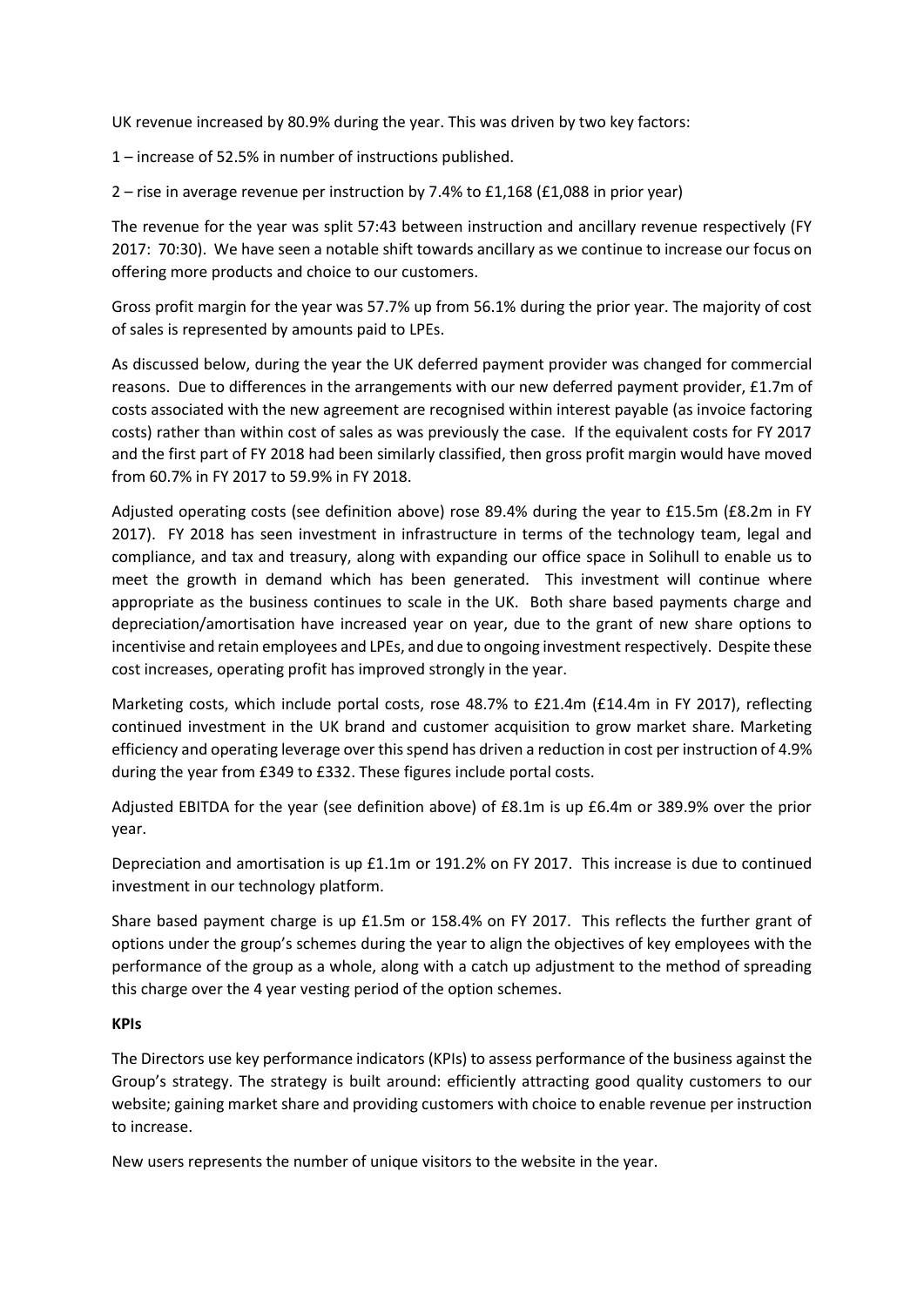UK revenue increased by 80.9% during the year. This was driven by two key factors:

1 – increase of 52.5% in number of instructions published.

2 – rise in average revenue per instruction by 7.4% to £1,168 (£1,088 in prior year)

The revenue for the year was split 57:43 between instruction and ancillary revenue respectively (FY 2017: 70:30). We have seen a notable shift towards ancillary as we continue to increase our focus on offering more products and choice to our customers.

Gross profit margin for the year was 57.7% up from 56.1% during the prior year. The majority of cost of sales is represented by amounts paid to LPEs.

As discussed below, during the year the UK deferred payment provider was changed for commercial reasons. Due to differences in the arrangements with our new deferred payment provider, £1.7m of costs associated with the new agreement are recognised within interest payable (as invoice factoring costs) rather than within cost of sales as was previously the case. If the equivalent costs for FY 2017 and the first part of FY 2018 had been similarly classified, then gross profit margin would have moved from 60.7% in FY 2017 to 59.9% in FY 2018.

Adjusted operating costs (see definition above) rose 89.4% during the year to £15.5m (£8.2m in FY 2017). FY 2018 has seen investment in infrastructure in terms of the technology team, legal and compliance, and tax and treasury, along with expanding our office space in Solihull to enable us to meet the growth in demand which has been generated. This investment will continue where appropriate as the business continues to scale in the UK. Both share based payments charge and depreciation/amortisation have increased year on year, due to the grant of new share options to incentivise and retain employees and LPEs, and due to ongoing investment respectively. Despite these cost increases, operating profit has improved strongly in the year.

Marketing costs, which include portal costs, rose 48.7% to £21.4m (£14.4m in FY 2017), reflecting continued investment in the UK brand and customer acquisition to grow market share. Marketing efficiency and operating leverage over this spend has driven a reduction in cost per instruction of 4.9% during the year from £349 to £332. These figures include portal costs.

Adjusted EBITDA for the year (see definition above) of £8.1m is up £6.4m or 389.9% over the prior year.

Depreciation and amortisation is up £1.1m or 191.2% on FY 2017. This increase is due to continued investment in our technology platform.

Share based payment charge is up £1.5m or 158.4% on FY 2017. This reflects the further grant of options under the group's schemes during the year to align the objectives of key employees with the performance of the group as a whole, along with a catch up adjustment to the method of spreading this charge over the 4 year vesting period of the option schemes.

**KPIs**

The Directors use key performance indicators (KPIs) to assess performance of the business against the Group's strategy. The strategy is built around: efficiently attracting good quality customers to our website; gaining market share and providing customers with choice to enable revenue per instruction to increase.

New users represents the number of unique visitors to the website in the year.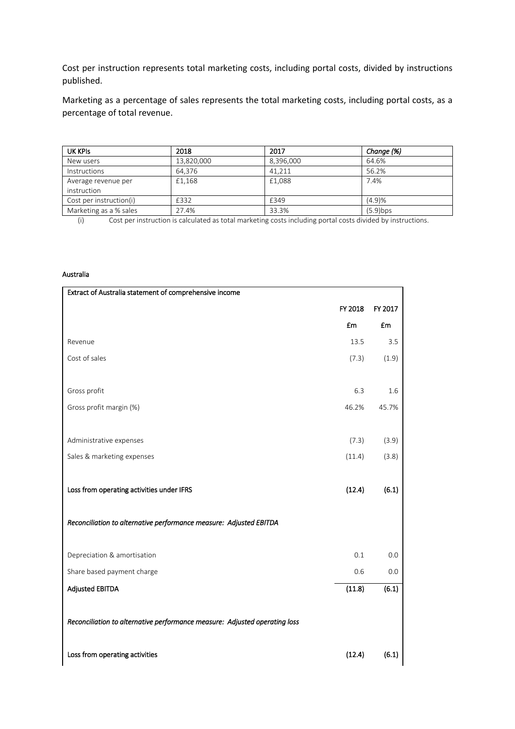Cost per instruction represents total marketing costs, including portal costs, divided by instructions published.

Marketing as a percentage of sales represents the total marketing costs, including portal costs, as a percentage of total revenue.

| UK KPIs | 2018 | 2017 | *Change (%)* |
|---|---|---|---|
| New users | 13,820,000 | 8,396,000 | 64.6% |
| Instructions | 64,376 | 41,211 | 56.2% |
| Average revenue per instruction | £1,168 | £1,088 | 7.4% |
| Cost per instruction(i) | £332 | £349 | (4.9)% |
| Marketing as a % sales | 27.4% | 33.3% | (5.9)bps |

(i) Cost per instruction is calculated as total marketing costs including portal costs divided by instructions.

#### Australia

| Extract of Australia statement of comprehensive income | | |
|---|---|---|
| | FY 2018 | FY 2017 |
| | £m | £m |
| Revenue | 13.5 | 3.5 |
| Cost of sales | (7.3) | (1.9) |
| | | |
| Gross profit | 6.3 | 1.6 |
| Gross profit margin (%) | 46.2% | 45.7% |
| | | |
| Administrative expenses | (7.3) | (3.9) |
| Sales & marketing expenses | (11.4) | (3.8) |
| | | |
| **Loss from operating activities under IFRS** | **(12.4)** | **(6.1)** |
| | | |
| *Reconciliation to alternative performance measure: Adjusted EBITDA* | | |
| | | |
| Depreciation & amortisation | 0.1 | 0.0 |
| Share based payment charge | 0.6 | 0.0 |
| **Adjusted EBITDA** | **(11.8)** | **(6.1)** |
| | | |
| *Reconciliation to alternative performance measure: Adjusted operating loss* | | |
| | | |
| **Loss from operating activities** | **(12.4)** | **(6.1)** |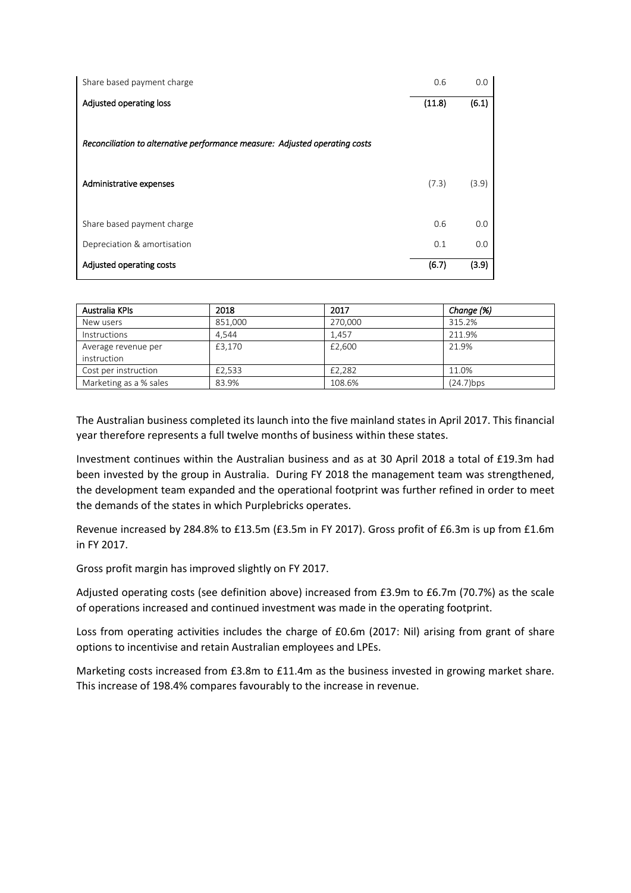| | | |
|---|---|---|
| Share based payment charge | 0.6 | 0.0 |
| **Adjusted operating loss** | **(11.8)** | **(6.1)** |
| | | |
| *Reconciliation to alternative performance measure: Adjusted operating costs* | | |
| | | |
| **Administrative expenses** | (7.3) | (3.9) |
| | | |
| Share based payment charge | 0.6 | 0.0 |
| Depreciation & amortisation | 0.1 | 0.0 |
| **Adjusted operating costs** | **(6.7)** | **(3.9)** |

| Australia KPIs | 2018 | 2017 | *Change (%)* |
|---|---|---|---|
| New users | 851,000 | 270,000 | 315.2% |
| Instructions | 4,544 | 1,457 | 211.9% |
| Average revenue per instruction | £3,170 | £2,600 | 21.9% |
| Cost per instruction | £2,533 | £2,282 | 11.0% |
| Marketing as a % sales | 83.9% | 108.6% | (24.7)bps |

The Australian business completed its launch into the five mainland states in April 2017. This financial year therefore represents a full twelve months of business within these states.

Investment continues within the Australian business and as at 30 April 2018 a total of £19.3m had been invested by the group in Australia. During FY 2018 the management team was strengthened, the development team expanded and the operational footprint was further refined in order to meet the demands of the states in which Purplebricks operates.

Revenue increased by 284.8% to £13.5m (£3.5m in FY 2017). Gross profit of £6.3m is up from £1.6m in FY 2017.

Gross profit margin has improved slightly on FY 2017.

Adjusted operating costs (see definition above) increased from £3.9m to £6.7m (70.7%) as the scale of operations increased and continued investment was made in the operating footprint.

Loss from operating activities includes the charge of £0.6m (2017: Nil) arising from grant of share options to incentivise and retain Australian employees and LPEs.

Marketing costs increased from £3.8m to £11.4m as the business invested in growing market share. This increase of 198.4% compares favourably to the increase in revenue.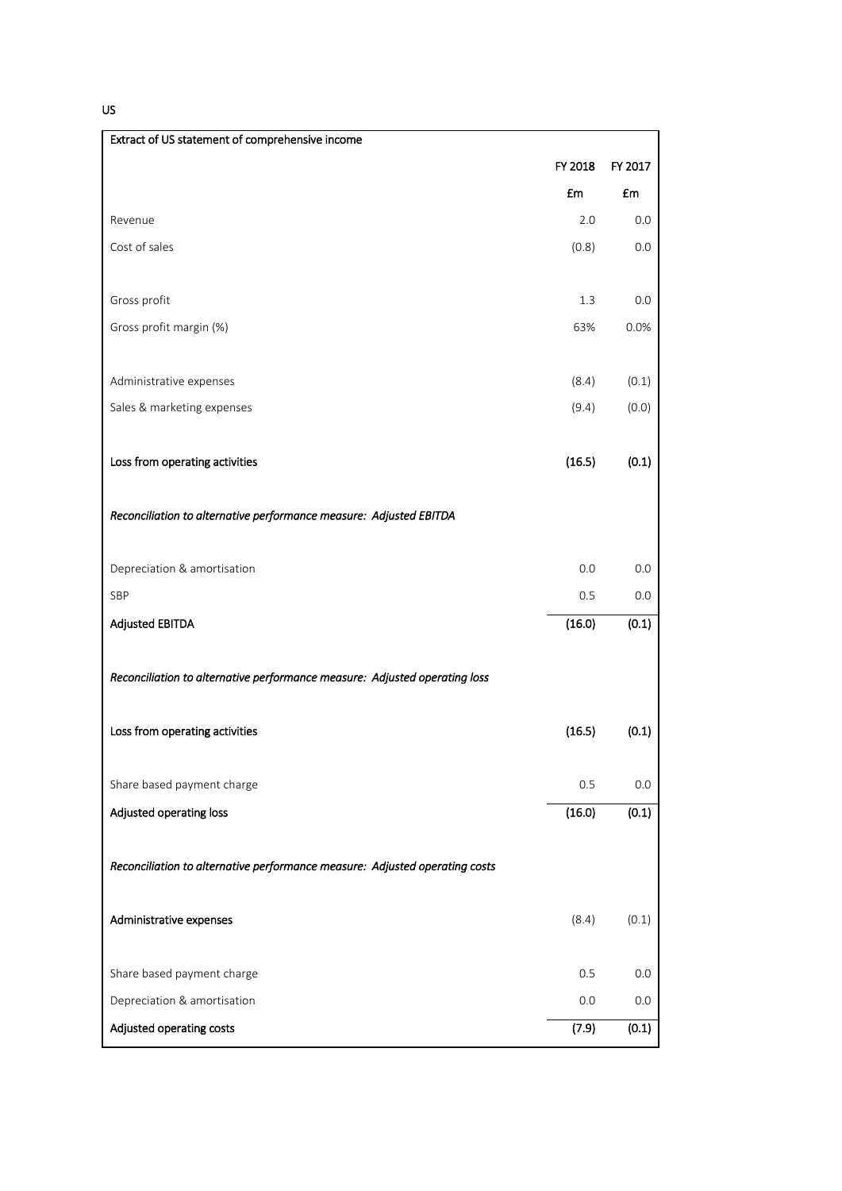US

| Extract of US statement of comprehensive income | | |
|---|---|---|
| | FY 2018 | FY 2017 |
| | £m | £m |
| Revenue | 2.0 | 0.0 |
| Cost of sales | (0.8) | 0.0 |
| | | |
| Gross profit | 1.3 | 0.0 |
| Gross profit margin (%) | 63% | 0.0% |
| | | |
| Administrative expenses | (8.4) | (0.1) |
| Sales & marketing expenses | (9.4) | (0.0) |
| | | |
| **Loss from operating activities** | **(16.5)** | **(0.1)** |
| | | |
| ***Reconciliation to alternative performance measure: Adjusted EBITDA*** | | |
| | | |
| Depreciation & amortisation | 0.0 | 0.0 |
| SBP | 0.5 | 0.0 |
| **Adjusted EBITDA** | **(16.0)** | **(0.1)** |
| | | |
| ***Reconciliation to alternative performance measure: Adjusted operating loss*** | | |
| | | |
| **Loss from operating activities** | **(16.5)** | **(0.1)** |
| | | |
| Share based payment charge | 0.5 | 0.0 |
| **Adjusted operating loss** | **(16.0)** | **(0.1)** |
| | | |
| ***Reconciliation to alternative performance measure: Adjusted operating costs*** | | |
| | | |
| **Administrative expenses** | (8.4) | (0.1) |
| | | |
| Share based payment charge | 0.5 | 0.0 |
| Depreciation & amortisation | 0.0 | 0.0 |
| **Adjusted operating costs** | **(7.9)** | **(0.1)** |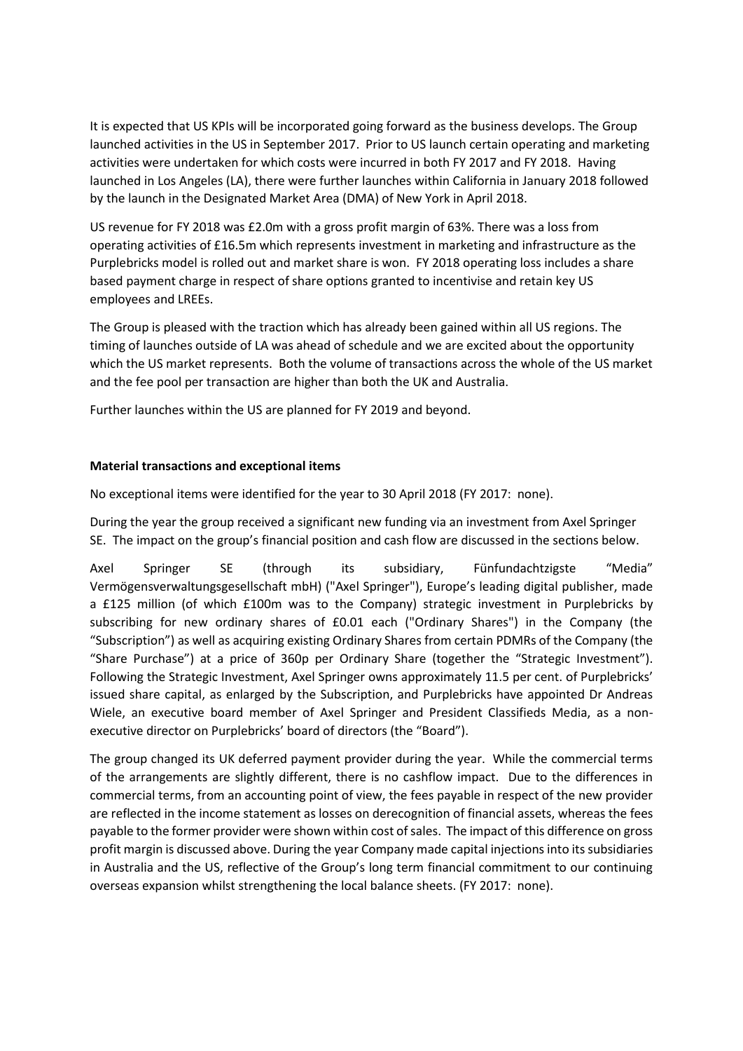It is expected that US KPIs will be incorporated going forward as the business develops. The Group launched activities in the US in September 2017. Prior to US launch certain operating and marketing activities were undertaken for which costs were incurred in both FY 2017 and FY 2018. Having launched in Los Angeles (LA), there were further launches within California in January 2018 followed by the launch in the Designated Market Area (DMA) of New York in April 2018.

US revenue for FY 2018 was £2.0m with a gross profit margin of 63%. There was a loss from operating activities of £16.5m which represents investment in marketing and infrastructure as the Purplebricks model is rolled out and market share is won. FY 2018 operating loss includes a share based payment charge in respect of share options granted to incentivise and retain key US employees and LREEs.

The Group is pleased with the traction which has already been gained within all US regions. The timing of launches outside of LA was ahead of schedule and we are excited about the opportunity which the US market represents. Both the volume of transactions across the whole of the US market and the fee pool per transaction are higher than both the UK and Australia.

Further launches within the US are planned for FY 2019 and beyond.

**Material transactions and exceptional items**

No exceptional items were identified for the year to 30 April 2018 (FY 2017: none).

During the year the group received a significant new funding via an investment from Axel Springer SE. The impact on the group's financial position and cash flow are discussed in the sections below.

Axel Springer SE (through its subsidiary, Fünfundachtzigste "Media" Vermögensverwaltungsgesellschaft mbH) ("Axel Springer"), Europe's leading digital publisher, made a £125 million (of which £100m was to the Company) strategic investment in Purplebricks by subscribing for new ordinary shares of £0.01 each ("Ordinary Shares") in the Company (the "Subscription") as well as acquiring existing Ordinary Shares from certain PDMRs of the Company (the "Share Purchase") at a price of 360p per Ordinary Share (together the "Strategic Investment"). Following the Strategic Investment, Axel Springer owns approximately 11.5 per cent. of Purplebricks' issued share capital, as enlarged by the Subscription, and Purplebricks have appointed Dr Andreas Wiele, an executive board member of Axel Springer and President Classifieds Media, as a non-executive director on Purplebricks' board of directors (the "Board").

The group changed its UK deferred payment provider during the year. While the commercial terms of the arrangements are slightly different, there is no cashflow impact. Due to the differences in commercial terms, from an accounting point of view, the fees payable in respect of the new provider are reflected in the income statement as losses on derecognition of financial assets, whereas the fees payable to the former provider were shown within cost of sales. The impact of this difference on gross profit margin is discussed above. During the year Company made capital injections into its subsidiaries in Australia and the US, reflective of the Group's long term financial commitment to our continuing overseas expansion whilst strengthening the local balance sheets. (FY 2017: none).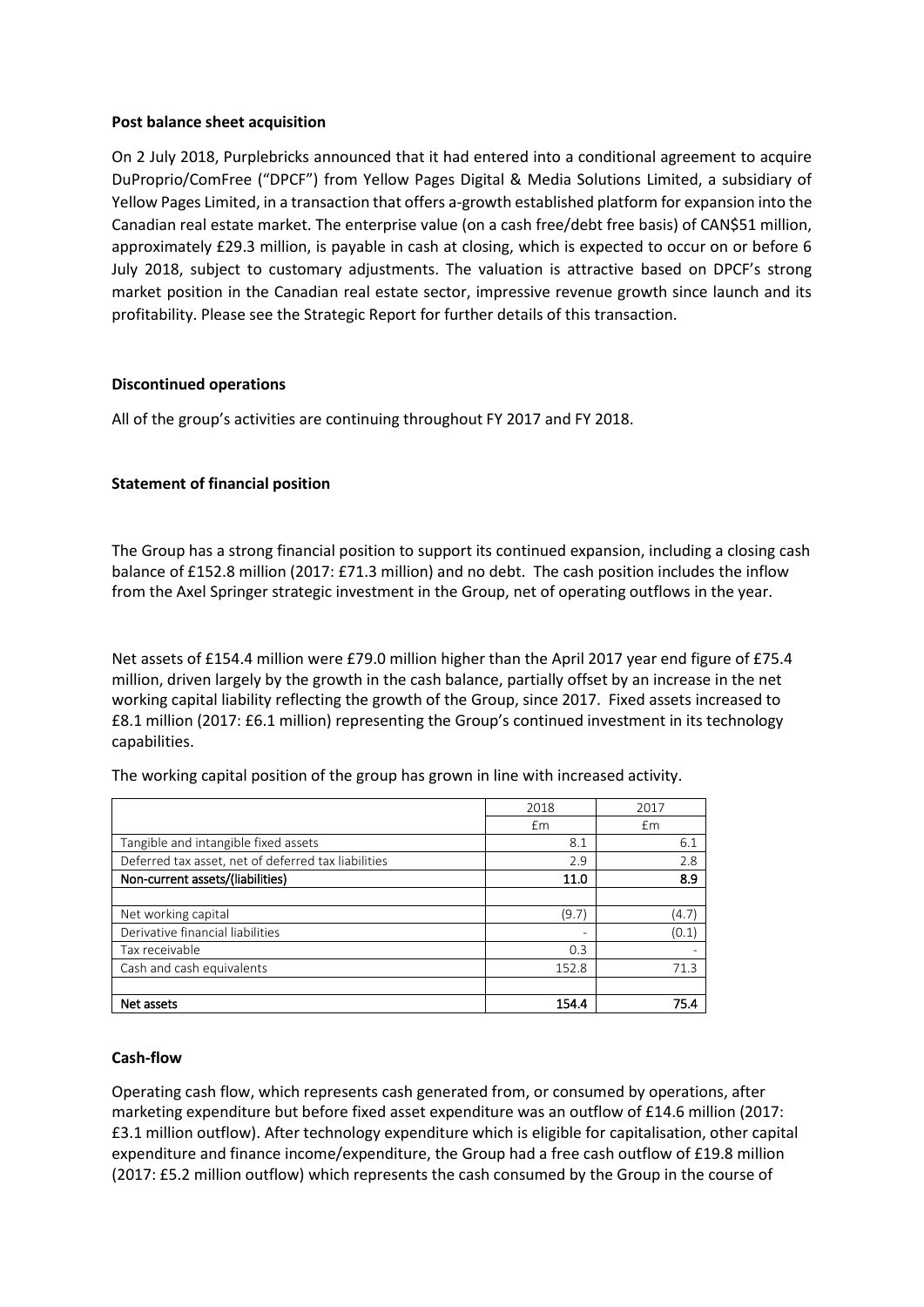**Post balance sheet acquisition**

On 2 July 2018, Purplebricks announced that it had entered into a conditional agreement to acquire DuProprio/ComFree ("DPCF") from Yellow Pages Digital & Media Solutions Limited, a subsidiary of Yellow Pages Limited, in a transaction that offers a-growth established platform for expansion into the Canadian real estate market. The enterprise value (on a cash free/debt free basis) of CAN$51 million, approximately £29.3 million, is payable in cash at closing, which is expected to occur on or before 6 July 2018, subject to customary adjustments. The valuation is attractive based on DPCF's strong market position in the Canadian real estate sector, impressive revenue growth since launch and its profitability. Please see the Strategic Report for further details of this transaction.

**Discontinued operations**

All of the group's activities are continuing throughout FY 2017 and FY 2018.

**Statement of financial position**

The Group has a strong financial position to support its continued expansion, including a closing cash balance of £152.8 million (2017: £71.3 million) and no debt. The cash position includes the inflow from the Axel Springer strategic investment in the Group, net of operating outflows in the year.

Net assets of £154.4 million were £79.0 million higher than the April 2017 year end figure of £75.4 million, driven largely by the growth in the cash balance, partially offset by an increase in the net working capital liability reflecting the growth of the Group, since 2017. Fixed assets increased to £8.1 million (2017: £6.1 million) representing the Group's continued investment in its technology capabilities.

The working capital position of the group has grown in line with increased activity.

| | 2018 | 2017 |
|---|---|---|
| | £m | £m |
| Tangible and intangible fixed assets | 8.1 | 6.1 |
| Deferred tax asset, net of deferred tax liabilities | 2.9 | 2.8 |
| **Non-current assets/(liabilities)** | **11.0** | **8.9** |
| | | |
| Net working capital | (9.7) | (4.7) |
| Derivative financial liabilities | - | (0.1) |
| Tax receivable | 0.3 | - |
| Cash and cash equivalents | 152.8 | 71.3 |
| | | |
| **Net assets** | **154.4** | **75.4** |

**Cash-flow**

Operating cash flow, which represents cash generated from, or consumed by operations, after marketing expenditure but before fixed asset expenditure was an outflow of £14.6 million (2017: £3.1 million outflow). After technology expenditure which is eligible for capitalisation, other capital expenditure and finance income/expenditure, the Group had a free cash outflow of £19.8 million (2017: £5.2 million outflow) which represents the cash consumed by the Group in the course of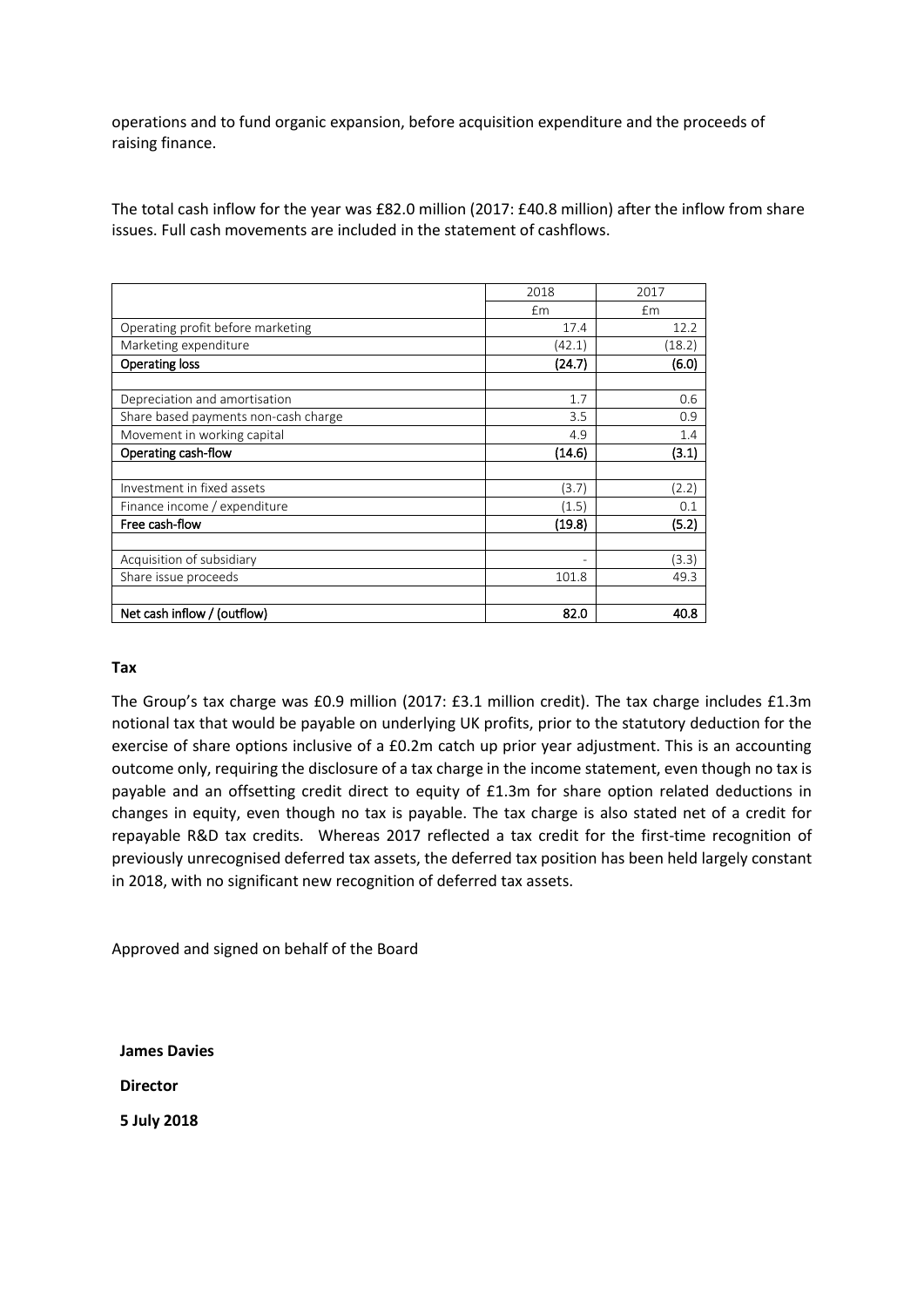operations and to fund organic expansion, before acquisition expenditure and the proceeds of raising finance.

The total cash inflow for the year was £82.0 million (2017: £40.8 million) after the inflow from share issues. Full cash movements are included in the statement of cashflows.

| | 2018 | 2017 |
|---|---|---|
| | £m | £m |
| Operating profit before marketing | 17.4 | 12.2 |
| Marketing expenditure | (42.1) | (18.2) |
| **Operating loss** | **(24.7)** | **(6.0)** |
| | | |
| Depreciation and amortisation | 1.7 | 0.6 |
| Share based payments non-cash charge | 3.5 | 0.9 |
| Movement in working capital | 4.9 | 1.4 |
| **Operating cash-flow** | **(14.6)** | **(3.1)** |
| | | |
| Investment in fixed assets | (3.7) | (2.2) |
| Finance income / expenditure | (1.5) | 0.1 |
| **Free cash-flow** | **(19.8)** | **(5.2)** |
| | | |
| Acquisition of subsidiary | - | (3.3) |
| Share issue proceeds | 101.8 | 49.3 |
| | | |
| **Net cash inflow / (outflow)** | **82.0** | **40.8** |

**Tax**

The Group's tax charge was £0.9 million (2017: £3.1 million credit). The tax charge includes £1.3m notional tax that would be payable on underlying UK profits, prior to the statutory deduction for the exercise of share options inclusive of a £0.2m catch up prior year adjustment. This is an accounting outcome only, requiring the disclosure of a tax charge in the income statement, even though no tax is payable and an offsetting credit direct to equity of £1.3m for share option related deductions in changes in equity, even though no tax is payable. The tax charge is also stated net of a credit for repayable R&D tax credits. Whereas 2017 reflected a tax credit for the first-time recognition of previously unrecognised deferred tax assets, the deferred tax position has been held largely constant in 2018, with no significant new recognition of deferred tax assets.

Approved and signed on behalf of the Board

**James Davies**

**Director**

**5 July 2018**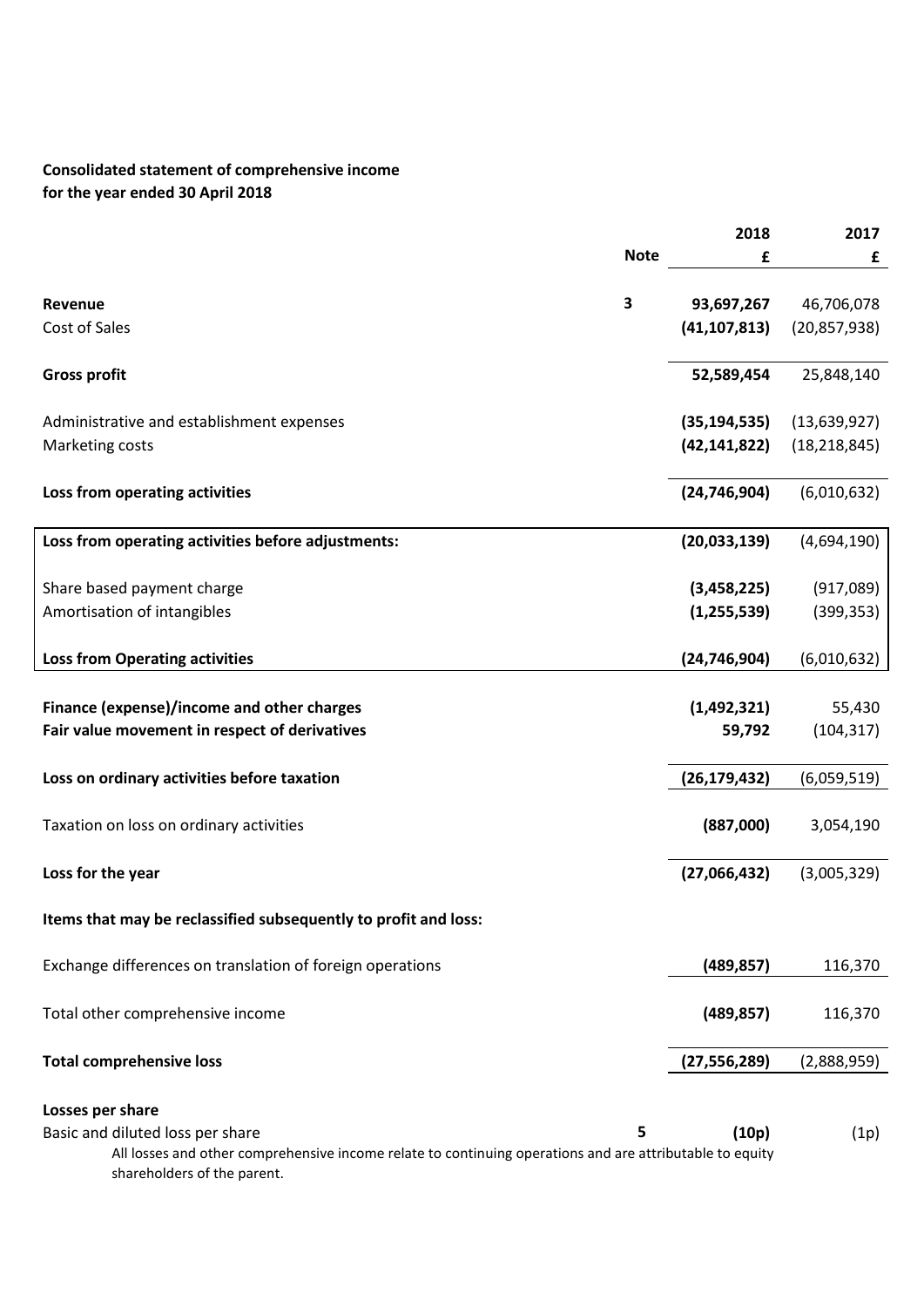**Consolidated statement of comprehensive income**
**for the year ended 30 April 2018**

| | Note | 2018 £ | 2017 £ |
|---|---|---|---|
| **Revenue** | 3 | **93,697,267** | 46,706,078 |
| Cost of Sales | | **(41,107,813)** | (20,857,938) |
| **Gross profit** | | **52,589,454** | 25,848,140 |
| Administrative and establishment expenses | | **(35,194,535)** | (13,639,927) |
| Marketing costs | | **(42,141,822)** | (18,218,845) |
| **Loss from operating activities** | | **(24,746,904)** | (6,010,632) |
| **Loss from operating activities before adjustments:** | | **(20,033,139)** | (4,694,190) |
| Share based payment charge | | **(3,458,225)** | (917,089) |
| Amortisation of intangibles | | **(1,255,539)** | (399,353) |
| **Loss from Operating activities** | | **(24,746,904)** | (6,010,632) |
| **Finance (expense)/income and other charges** | | **(1,492,321)** | 55,430 |
| **Fair value movement in respect of derivatives** | | **59,792** | (104,317) |
| **Loss on ordinary activities before taxation** | | **(26,179,432)** | (6,059,519) |
| Taxation on loss on ordinary activities | | **(887,000)** | 3,054,190 |
| **Loss for the year** | | **(27,066,432)** | (3,005,329) |
| **Items that may be reclassified subsequently to profit and loss:** | | | |
| Exchange differences on translation of foreign operations | | **(489,857)** | 116,370 |
| Total other comprehensive income | | **(489,857)** | 116,370 |
| **Total comprehensive loss** | | **(27,556,289)** | (2,888,959) |
| **Losses per share** | | | |
| Basic and diluted loss per share | 5 | **(10p)** | (1p) |

All losses and other comprehensive income relate to continuing operations and are attributable to equity shareholders of the parent.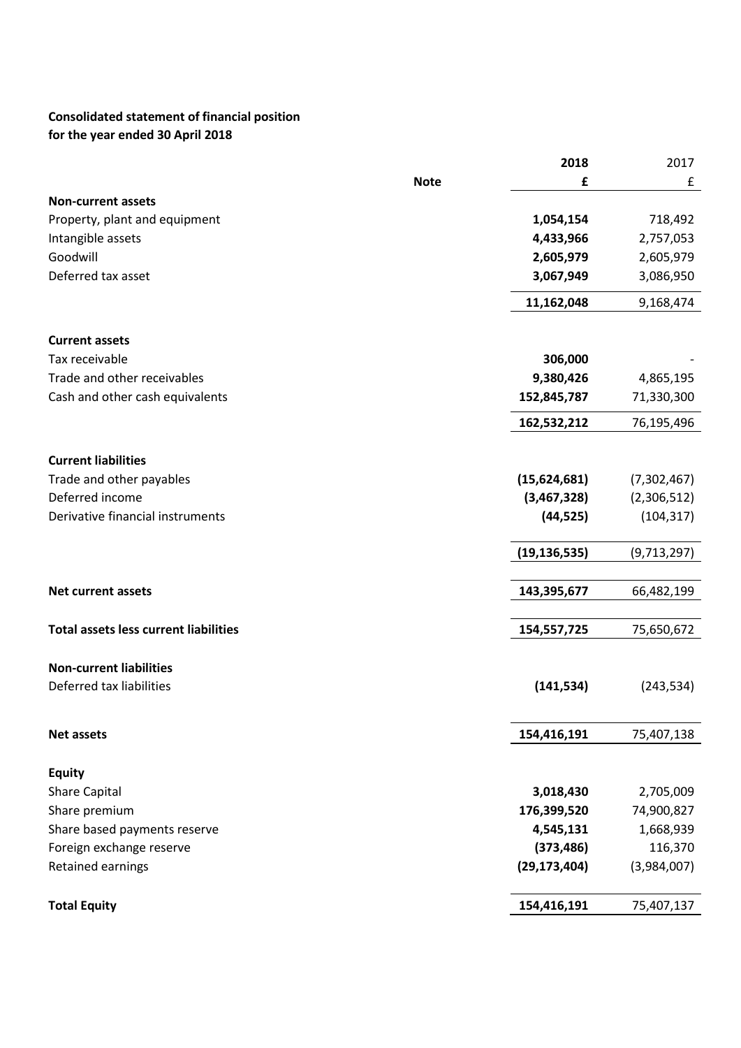**Consolidated statement of financial position**
**for the year ended 30 April 2018**

| | Note | 2018 £ | 2017 £ |
|---|---|---|---|
| **Non-current assets** | | | |
| Property, plant and equipment | | **1,054,154** | 718,492 |
| Intangible assets | | **4,433,966** | 2,757,053 |
| Goodwill | | **2,605,979** | 2,605,979 |
| Deferred tax asset | | **3,067,949** | 3,086,950 |
| | | **11,162,048** | 9,168,474 |
| **Current assets** | | | |
| Tax receivable | | **306,000** | - |
| Trade and other receivables | | **9,380,426** | 4,865,195 |
| Cash and other cash equivalents | | **152,845,787** | 71,330,300 |
| | | **162,532,212** | 76,195,496 |
| **Current liabilities** | | | |
| Trade and other payables | | **(15,624,681)** | (7,302,467) |
| Deferred income | | **(3,467,328)** | (2,306,512) |
| Derivative financial instruments | | **(44,525)** | (104,317) |
| | | **(19,136,535)** | (9,713,297) |
| **Net current assets** | | **143,395,677** | 66,482,199 |
| **Total assets less current liabilities** | | **154,557,725** | 75,650,672 |
| **Non-current liabilities** | | | |
| Deferred tax liabilities | | **(141,534)** | (243,534) |
| **Net assets** | | **154,416,191** | 75,407,138 |
| **Equity** | | | |
| Share Capital | | **3,018,430** | 2,705,009 |
| Share premium | | **176,399,520** | 74,900,827 |
| Share based payments reserve | | **4,545,131** | 1,668,939 |
| Foreign exchange reserve | | **(373,486)** | 116,370 |
| Retained earnings | | **(29,173,404)** | (3,984,007) |
| **Total Equity** | | **154,416,191** | 75,407,137 |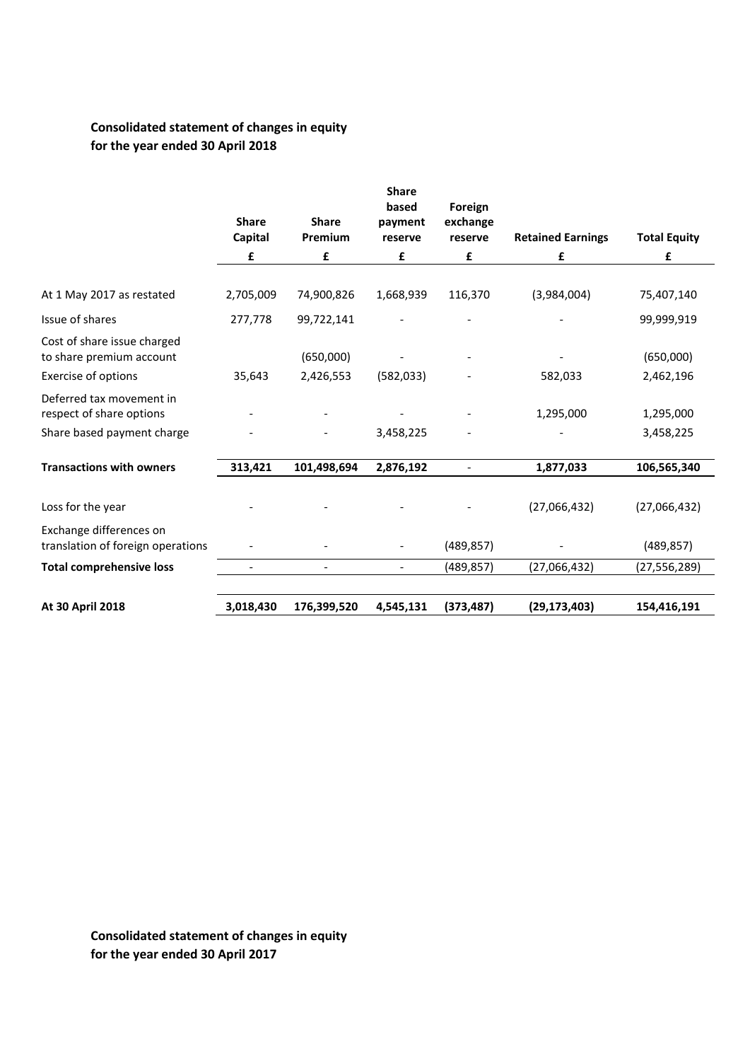## Consolidated statement of changes in equity for the year ended 30 April 2018

| | Share Capital | Share Premium | Share based payment reserve | Foreign exchange reserve | Retained Earnings | Total Equity |
|---|---|---|---|---|---|---|
| | £ | £ | £ | £ | £ | £ |
| At 1 May 2017 as restated | 2,705,009 | 74,900,826 | 1,668,939 | 116,370 | (3,984,004) | 75,407,140 |
| Issue of shares | 277,778 | 99,722,141 | - | - | - | 99,999,919 |
| Cost of share issue charged to share premium account | | (650,000) | - | - | - | (650,000) |
| Exercise of options | 35,643 | 2,426,553 | (582,033) | - | 582,033 | 2,462,196 |
| Deferred tax movement in respect of share options | - | - | - | - | 1,295,000 | 1,295,000 |
| Share based payment charge | - | - | 3,458,225 | - | - | 3,458,225 |
| **Transactions with owners** | **313,421** | **101,498,694** | **2,876,192** | - | **1,877,033** | **106,565,340** |
| Loss for the year | - | - | - | - | (27,066,432) | (27,066,432) |
| Exchange differences on translation of foreign operations | - | - | - | (489,857) | - | (489,857) |
| **Total comprehensive loss** | - | - | - | (489,857) | (27,066,432) | (27,556,289) |
| **At 30 April 2018** | **3,018,430** | **176,399,520** | **4,545,131** | **(373,487)** | **(29,173,403)** | **154,416,191** |

## Consolidated statement of changes in equity for the year ended 30 April 2017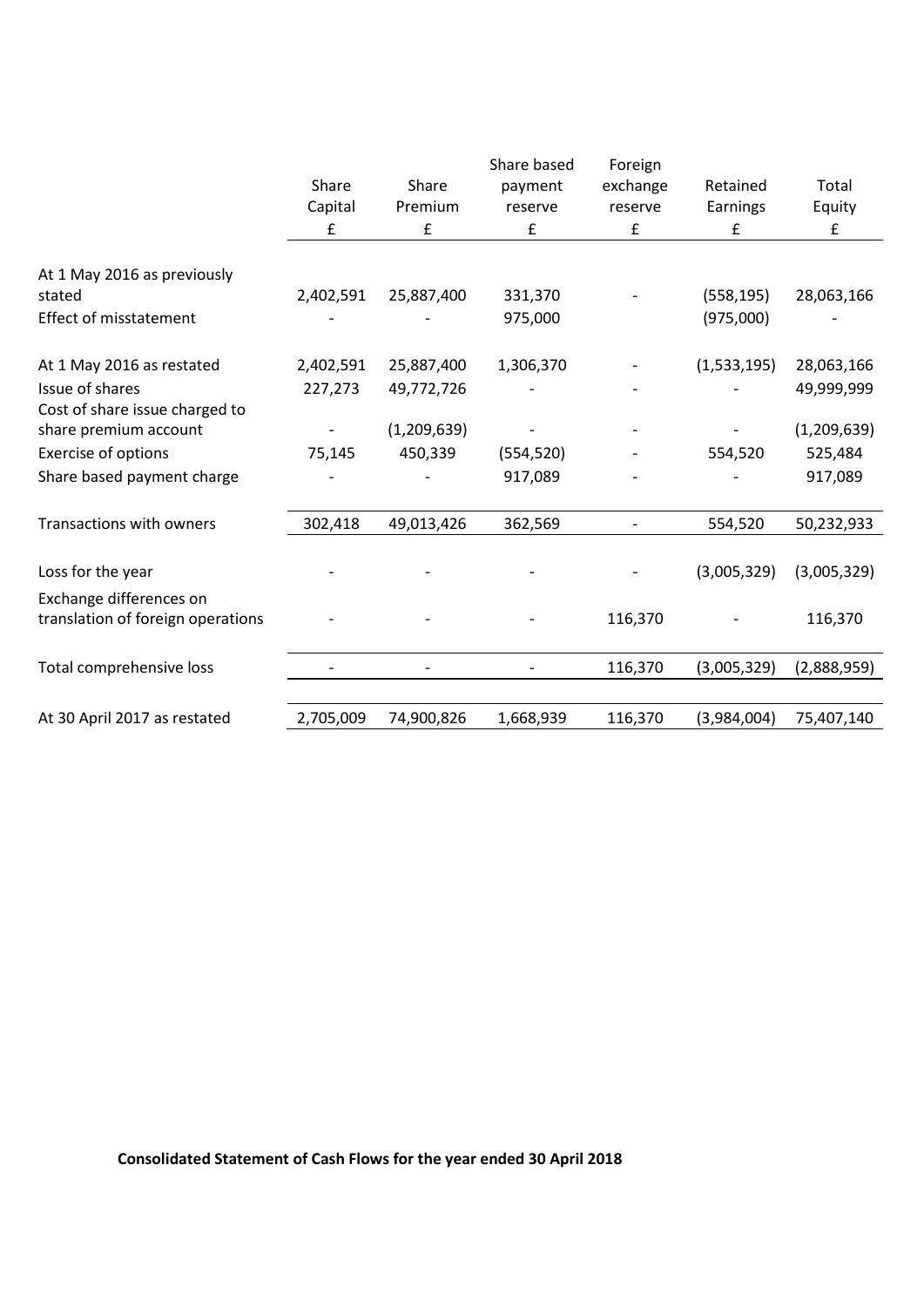| | Share Capital | Share Premium | Share based payment reserve | Foreign exchange reserve | Retained Earnings | Total Equity |
|---|---|---|---|---|---|---|
| | £ | £ | £ | £ | £ | £ |
| At 1 May 2016 as previously stated | 2,402,591 | 25,887,400 | 331,370 | - | (558,195) | 28,063,166 |
| Effect of misstatement | - | - | 975,000 | | (975,000) | - |
| At 1 May 2016 as restated | 2,402,591 | 25,887,400 | 1,306,370 | - | (1,533,195) | 28,063,166 |
| Issue of shares | 227,273 | 49,772,726 | - | - | - | 49,999,999 |
| Cost of share issue charged to share premium account | - | (1,209,639) | - | - | - | (1,209,639) |
| Exercise of options | 75,145 | 450,339 | (554,520) | - | 554,520 | 525,484 |
| Share based payment charge | - | - | 917,089 | - | - | 917,089 |
| Transactions with owners | 302,418 | 49,013,426 | 362,569 | - | 554,520 | 50,232,933 |
| Loss for the year | - | - | - | - | (3,005,329) | (3,005,329) |
| Exchange differences on translation of foreign operations | - | - | - | 116,370 | - | 116,370 |
| Total comprehensive loss | - | - | - | 116,370 | (3,005,329) | (2,888,959) |
| At 30 April 2017 as restated | 2,705,009 | 74,900,826 | 1,668,939 | 116,370 | (3,984,004) | 75,407,140 |

**Consolidated Statement of Cash Flows for the year ended 30 April 2018**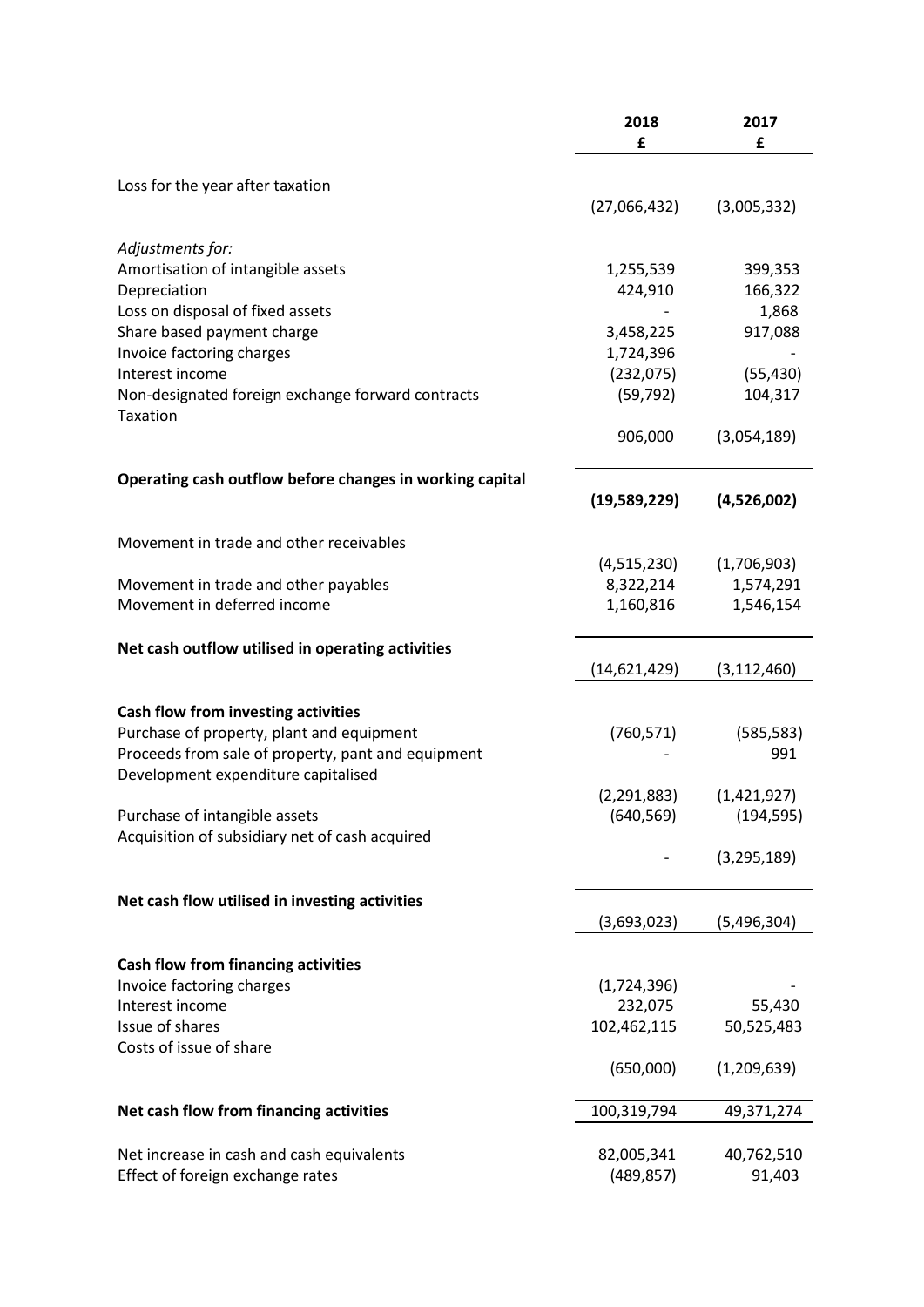| | 2018 £ | 2017 £ |
|---|---|---|
| Loss for the year after taxation | (27,066,432) | (3,005,332) |
| *Adjustments for:* | | |
| Amortisation of intangible assets | 1,255,539 | 399,353 |
| Depreciation | 424,910 | 166,322 |
| Loss on disposal of fixed assets | - | 1,868 |
| Share based payment charge | 3,458,225 | 917,088 |
| Invoice factoring charges | 1,724,396 | - |
| Interest income | (232,075) | (55,430) |
| Non-designated foreign exchange forward contracts | (59,792) | 104,317 |
| Taxation | 906,000 | (3,054,189) |
| **Operating cash outflow before changes in working capital** | **(19,589,229)** | **(4,526,002)** |
| Movement in trade and other receivables | (4,515,230) | (1,706,903) |
| Movement in trade and other payables | 8,322,214 | 1,574,291 |
| Movement in deferred income | 1,160,816 | 1,546,154 |
| **Net cash outflow utilised in operating activities** | (14,621,429) | (3,112,460) |
| **Cash flow from investing activities** | | |
| Purchase of property, plant and equipment | (760,571) | (585,583) |
| Proceeds from sale of property, pant and equipment | - | 991 |
| Development expenditure capitalised | (2,291,883) | (1,421,927) |
| Purchase of intangible assets | (640,569) | (194,595) |
| Acquisition of subsidiary net of cash acquired | - | (3,295,189) |
| **Net cash flow utilised in investing activities** | (3,693,023) | (5,496,304) |
| **Cash flow from financing activities** | | |
| Invoice factoring charges | (1,724,396) | - |
| Interest income | 232,075 | 55,430 |
| Issue of shares | 102,462,115 | 50,525,483 |
| Costs of issue of share | (650,000) | (1,209,639) |
| **Net cash flow from financing activities** | 100,319,794 | 49,371,274 |
| Net increase in cash and cash equivalents | 82,005,341 | 40,762,510 |
| Effect of foreign exchange rates | (489,857) | 91,403 |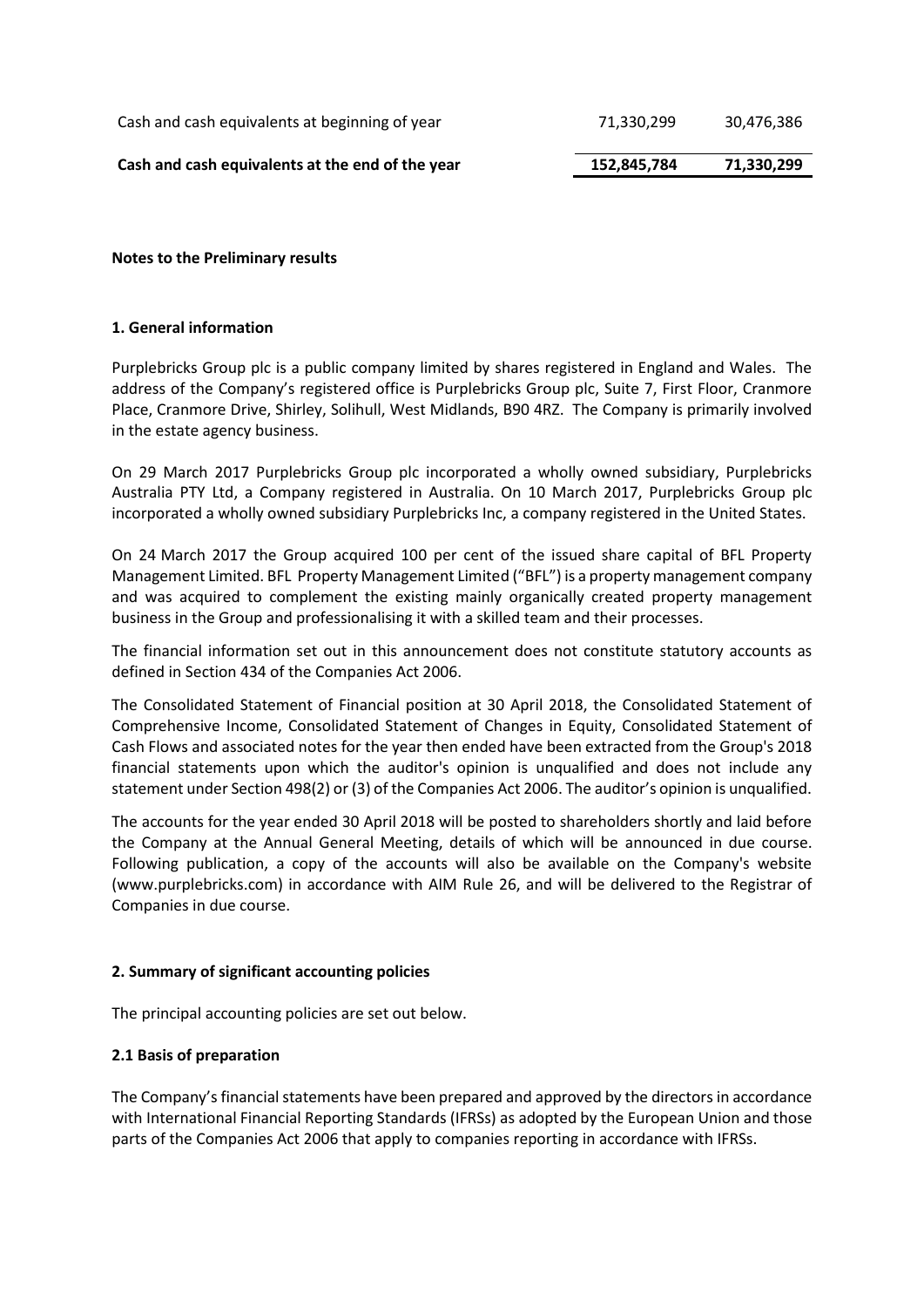| | | |
|---|---|---|
| Cash and cash equivalents at beginning of year | 71,330,299 | 30,476,386 |
| **Cash and cash equivalents at the end of the year** | **152,845,784** | **71,330,299** |

**Notes to the Preliminary results**

**1. General information**

Purplebricks Group plc is a public company limited by shares registered in England and Wales. The address of the Company's registered office is Purplebricks Group plc, Suite 7, First Floor, Cranmore Place, Cranmore Drive, Shirley, Solihull, West Midlands, B90 4RZ. The Company is primarily involved in the estate agency business.

On 29 March 2017 Purplebricks Group plc incorporated a wholly owned subsidiary, Purplebricks Australia PTY Ltd, a Company registered in Australia. On 10 March 2017, Purplebricks Group plc incorporated a wholly owned subsidiary Purplebricks Inc, a company registered in the United States.

On 24 March 2017 the Group acquired 100 per cent of the issued share capital of BFL Property Management Limited. BFL Property Management Limited ("BFL") is a property management company and was acquired to complement the existing mainly organically created property management business in the Group and professionalising it with a skilled team and their processes.

The financial information set out in this announcement does not constitute statutory accounts as defined in Section 434 of the Companies Act 2006.

The Consolidated Statement of Financial position at 30 April 2018, the Consolidated Statement of Comprehensive Income, Consolidated Statement of Changes in Equity, Consolidated Statement of Cash Flows and associated notes for the year then ended have been extracted from the Group's 2018 financial statements upon which the auditor's opinion is unqualified and does not include any statement under Section 498(2) or (3) of the Companies Act 2006. The auditor's opinion is unqualified.

The accounts for the year ended 30 April 2018 will be posted to shareholders shortly and laid before the Company at the Annual General Meeting, details of which will be announced in due course. Following publication, a copy of the accounts will also be available on the Company's website (www.purplebricks.com) in accordance with AIM Rule 26, and will be delivered to the Registrar of Companies in due course.

**2. Summary of significant accounting policies**

The principal accounting policies are set out below.

**2.1 Basis of preparation**

The Company's financial statements have been prepared and approved by the directors in accordance with International Financial Reporting Standards (IFRSs) as adopted by the European Union and those parts of the Companies Act 2006 that apply to companies reporting in accordance with IFRSs.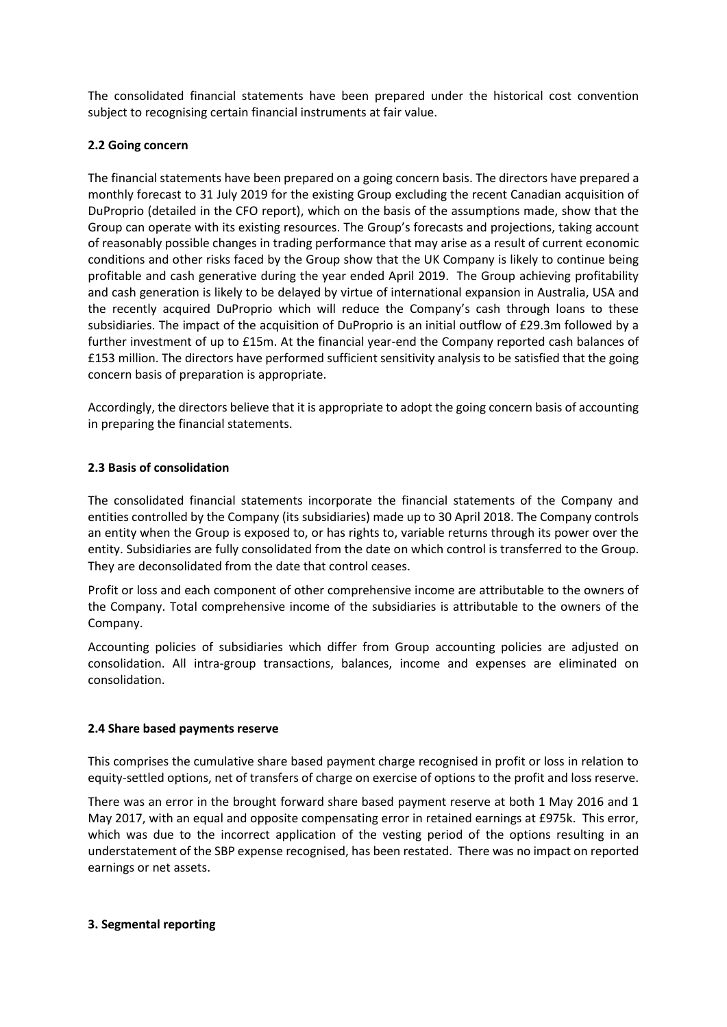The consolidated financial statements have been prepared under the historical cost convention subject to recognising certain financial instruments at fair value.

### 2.2 Going concern

The financial statements have been prepared on a going concern basis. The directors have prepared a monthly forecast to 31 July 2019 for the existing Group excluding the recent Canadian acquisition of DuProprio (detailed in the CFO report), which on the basis of the assumptions made, show that the Group can operate with its existing resources. The Group's forecasts and projections, taking account of reasonably possible changes in trading performance that may arise as a result of current economic conditions and other risks faced by the Group show that the UK Company is likely to continue being profitable and cash generative during the year ended April 2019. The Group achieving profitability and cash generation is likely to be delayed by virtue of international expansion in Australia, USA and the recently acquired DuProprio which will reduce the Company's cash through loans to these subsidiaries. The impact of the acquisition of DuProprio is an initial outflow of £29.3m followed by a further investment of up to £15m. At the financial year-end the Company reported cash balances of £153 million. The directors have performed sufficient sensitivity analysis to be satisfied that the going concern basis of preparation is appropriate.

Accordingly, the directors believe that it is appropriate to adopt the going concern basis of accounting in preparing the financial statements.

### 2.3 Basis of consolidation

The consolidated financial statements incorporate the financial statements of the Company and entities controlled by the Company (its subsidiaries) made up to 30 April 2018. The Company controls an entity when the Group is exposed to, or has rights to, variable returns through its power over the entity. Subsidiaries are fully consolidated from the date on which control is transferred to the Group. They are deconsolidated from the date that control ceases.

Profit or loss and each component of other comprehensive income are attributable to the owners of the Company. Total comprehensive income of the subsidiaries is attributable to the owners of the Company.

Accounting policies of subsidiaries which differ from Group accounting policies are adjusted on consolidation. All intra-group transactions, balances, income and expenses are eliminated on consolidation.

### 2.4 Share based payments reserve

This comprises the cumulative share based payment charge recognised in profit or loss in relation to equity-settled options, net of transfers of charge on exercise of options to the profit and loss reserve.

There was an error in the brought forward share based payment reserve at both 1 May 2016 and 1 May 2017, with an equal and opposite compensating error in retained earnings at £975k. This error, which was due to the incorrect application of the vesting period of the options resulting in an understatement of the SBP expense recognised, has been restated. There was no impact on reported earnings or net assets.

## 3. Segmental reporting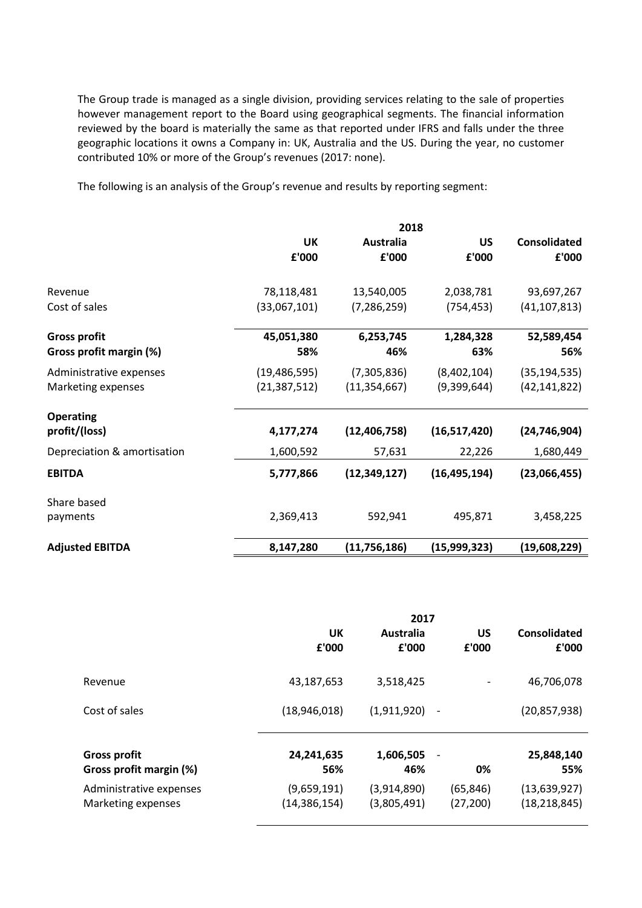The Group trade is managed as a single division, providing services relating to the sale of properties however management report to the Board using geographical segments. The financial information reviewed by the board is materially the same as that reported under IFRS and falls under the three geographic locations it owns a Company in: UK, Australia and the US. During the year, no customer contributed 10% or more of the Group's revenues (2017: none).

The following is an analysis of the Group's revenue and results by reporting segment:

| | 2018 | | | |
|---|---|---|---|---|
| | **UK £'000** | **Australia £'000** | **US £'000** | **Consolidated £'000** |
| Revenue | 78,118,481 | 13,540,005 | 2,038,781 | 93,697,267 |
| Cost of sales | (33,067,101) | (7,286,259) | (754,453) | (41,107,813) |
| **Gross profit** | **45,051,380** | **6,253,745** | **1,284,328** | **52,589,454** |
| **Gross profit margin (%)** | **58%** | **46%** | **63%** | **56%** |
| Administrative expenses | (19,486,595) | (7,305,836) | (8,402,104) | (35,194,535) |
| Marketing expenses | (21,387,512) | (11,354,667) | (9,399,644) | (42,141,822) |
| **Operating profit/(loss)** | **4,177,274** | **(12,406,758)** | **(16,517,420)** | **(24,746,904)** |
| Depreciation & amortisation | 1,600,592 | 57,631 | 22,226 | 1,680,449 |
| **EBITDA** | **5,777,866** | **(12,349,127)** | **(16,495,194)** | **(23,066,455)** |
| Share based payments | 2,369,413 | 592,941 | 495,871 | 3,458,225 |
| **Adjusted EBITDA** | **8,147,280** | **(11,756,186)** | **(15,999,323)** | **(19,608,229)** |

| | 2017 | | | |
|---|---|---|---|---|
| | **UK £'000** | **Australia £'000** | **US £'000** | **Consolidated £'000** |
| Revenue | 43,187,653 | 3,518,425 | - | 46,706,078 |
| Cost of sales | (18,946,018) | (1,911,920) | - | (20,857,938) |
| **Gross profit** | **24,241,635** | **1,606,505** | - | **25,848,140** |
| **Gross profit margin (%)** | **56%** | **46%** | **0%** | **55%** |
| Administrative expenses | (9,659,191) | (3,914,890) | (65,846) | (13,639,927) |
| Marketing expenses | (14,386,154) | (3,805,491) | (27,200) | (18,218,845) |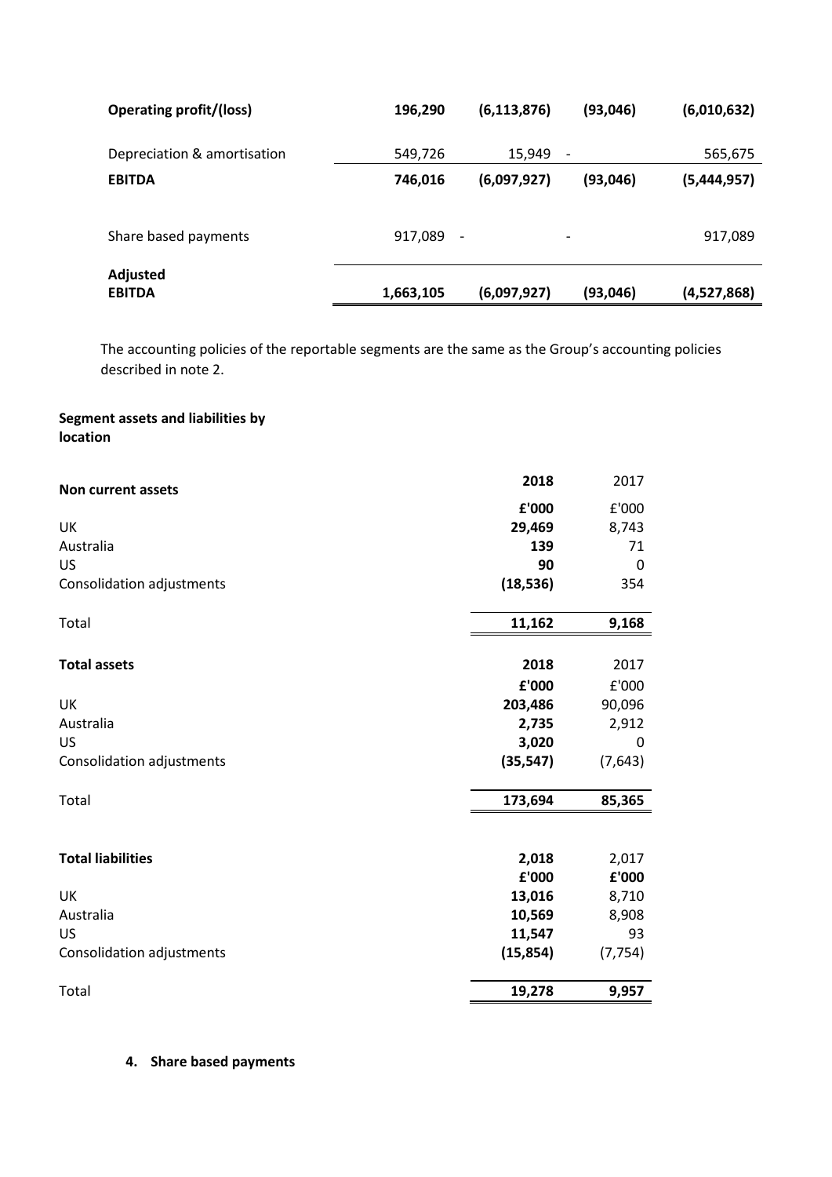| | | | | |
|---|---|---|---|---|
| **Operating profit/(loss)** | **196,290** | **(6,113,876)** | **(93,046)** | **(6,010,632)** |
| Depreciation & amortisation | 549,726 | 15,949 | - | 565,675 |
| **EBITDA** | **746,016** | **(6,097,927)** | **(93,046)** | **(5,444,957)** |
| Share based payments | 917,089 | - | - | 917,089 |
| **Adjusted EBITDA** | **1,663,105** | **(6,097,927)** | **(93,046)** | **(4,527,868)** |

The accounting policies of the reportable segments are the same as the Group's accounting policies described in note 2.

**Segment assets and liabilities by location**

| **Non current assets** | **2018** | 2017 |
|---|---|---|
| | **£'000** | £'000 |
| UK | **29,469** | 8,743 |
| Australia | **139** | 71 |
| US | **90** | 0 |
| Consolidation adjustments | **(18,536)** | 354 |
| Total | **11,162** | **9,168** |

| **Total assets** | **2018** | 2017 |
|---|---|---|
| | **£'000** | £'000 |
| UK | **203,486** | 90,096 |
| Australia | **2,735** | 2,912 |
| US | **3,020** | 0 |
| Consolidation adjustments | **(35,547)** | (7,643) |
| Total | **173,694** | **85,365** |

| **Total liabilities** | **2,018** | 2,017 |
|---|---|---|
| | **£'000** | **£'000** |
| UK | **13,016** | 8,710 |
| Australia | **10,569** | 8,908 |
| US | **11,547** | 93 |
| Consolidation adjustments | **(15,854)** | (7,754) |
| Total | **19,278** | **9,957** |

4. **Share based payments**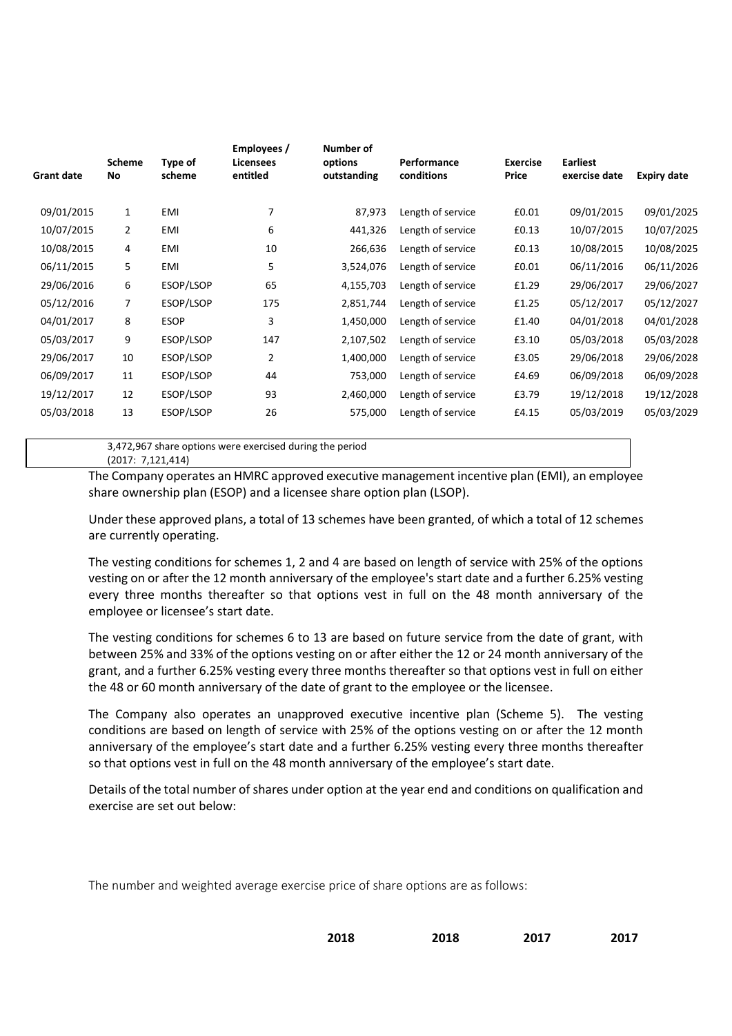| Grant date | Scheme No | Type of scheme | Employees / Licensees entitled | Number of options outstanding | Performance conditions | Exercise Price | Earliest exercise date | Expiry date |
|---|---|---|---|---|---|---|---|---|
| 09/01/2015 | 1 | EMI | 7 | 87,973 | Length of service | £0.01 | 09/01/2015 | 09/01/2025 |
| 10/07/2015 | 2 | EMI | 6 | 441,326 | Length of service | £0.13 | 10/07/2015 | 10/07/2025 |
| 10/08/2015 | 4 | EMI | 10 | 266,636 | Length of service | £0.13 | 10/08/2015 | 10/08/2025 |
| 06/11/2015 | 5 | EMI | 5 | 3,524,076 | Length of service | £0.01 | 06/11/2016 | 06/11/2026 |
| 29/06/2016 | 6 | ESOP/LSOP | 65 | 4,155,703 | Length of service | £1.29 | 29/06/2017 | 29/06/2027 |
| 05/12/2016 | 7 | ESOP/LSOP | 175 | 2,851,744 | Length of service | £1.25 | 05/12/2017 | 05/12/2027 |
| 04/01/2017 | 8 | ESOP | 3 | 1,450,000 | Length of service | £1.40 | 04/01/2018 | 04/01/2028 |
| 05/03/2017 | 9 | ESOP/LSOP | 147 | 2,107,502 | Length of service | £3.10 | 05/03/2018 | 05/03/2028 |
| 29/06/2017 | 10 | ESOP/LSOP | 2 | 1,400,000 | Length of service | £3.05 | 29/06/2018 | 29/06/2028 |
| 06/09/2017 | 11 | ESOP/LSOP | 44 | 753,000 | Length of service | £4.69 | 06/09/2018 | 06/09/2028 |
| 19/12/2017 | 12 | ESOP/LSOP | 93 | 2,460,000 | Length of service | £3.79 | 19/12/2018 | 19/12/2028 |
| 05/03/2018 | 13 | ESOP/LSOP | 26 | 575,000 | Length of service | £4.15 | 05/03/2019 | 05/03/2029 |

3,472,967 share options were exercised during the period (2017: 7,121,414)

The Company operates an HMRC approved executive management incentive plan (EMI), an employee share ownership plan (ESOP) and a licensee share option plan (LSOP).

Under these approved plans, a total of 13 schemes have been granted, of which a total of 12 schemes are currently operating.

The vesting conditions for schemes 1, 2 and 4 are based on length of service with 25% of the options vesting on or after the 12 month anniversary of the employee's start date and a further 6.25% vesting every three months thereafter so that options vest in full on the 48 month anniversary of the employee or licensee's start date.

The vesting conditions for schemes 6 to 13 are based on future service from the date of grant, with between 25% and 33% of the options vesting on or after either the 12 or 24 month anniversary of the grant, and a further 6.25% vesting every three months thereafter so that options vest in full on either the 48 or 60 month anniversary of the date of grant to the employee or the licensee.

The Company also operates an unapproved executive incentive plan (Scheme 5). The vesting conditions are based on length of service with 25% of the options vesting on or after the 12 month anniversary of the employee's start date and a further 6.25% vesting every three months thereafter so that options vest in full on the 48 month anniversary of the employee's start date.

Details of the total number of shares under option at the year end and conditions on qualification and exercise are set out below:

The number and weighted average exercise price of share options are as follows:

| 2018 | 2018 | 2017 | 2017 |
|---|---|---|---|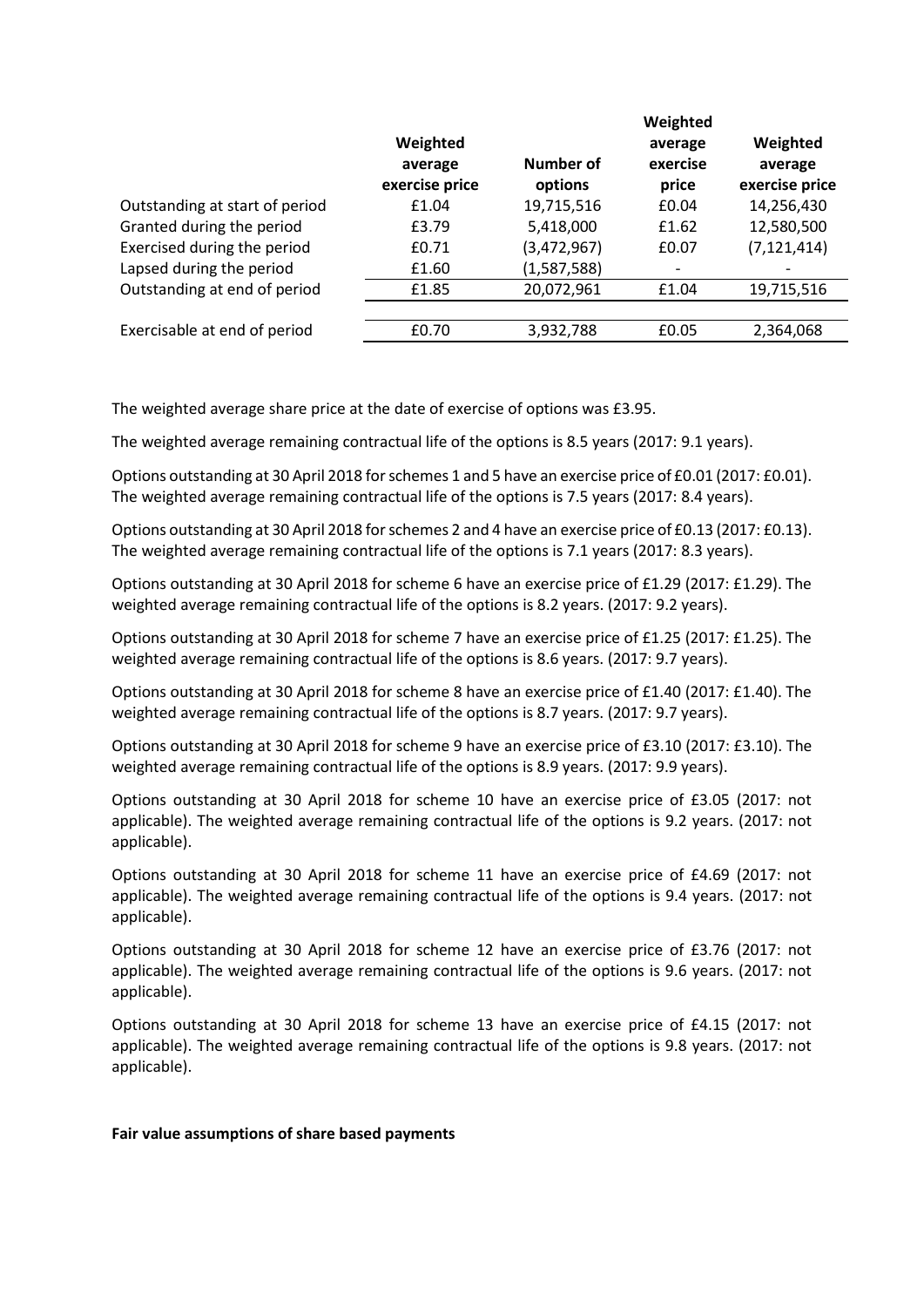| | Weighted average exercise price | Number of options | Weighted average exercise price | Weighted average exercise price |
|---|---|---|---|---|
| Outstanding at start of period | £1.04 | 19,715,516 | £0.04 | 14,256,430 |
| Granted during the period | £3.79 | 5,418,000 | £1.62 | 12,580,500 |
| Exercised during the period | £0.71 | (3,472,967) | £0.07 | (7,121,414) |
| Lapsed during the period | £1.60 | (1,587,588) | - | - |
| Outstanding at end of period | £1.85 | 20,072,961 | £1.04 | 19,715,516 |
| | | | | |
| Exercisable at end of period | £0.70 | 3,932,788 | £0.05 | 2,364,068 |

The weighted average share price at the date of exercise of options was £3.95.

The weighted average remaining contractual life of the options is 8.5 years (2017: 9.1 years).

Options outstanding at 30 April 2018 for schemes 1 and 5 have an exercise price of £0.01 (2017: £0.01). The weighted average remaining contractual life of the options is 7.5 years (2017: 8.4 years).

Options outstanding at 30 April 2018 for schemes 2 and 4 have an exercise price of £0.13 (2017: £0.13). The weighted average remaining contractual life of the options is 7.1 years (2017: 8.3 years).

Options outstanding at 30 April 2018 for scheme 6 have an exercise price of £1.29 (2017: £1.29). The weighted average remaining contractual life of the options is 8.2 years. (2017: 9.2 years).

Options outstanding at 30 April 2018 for scheme 7 have an exercise price of £1.25 (2017: £1.25). The weighted average remaining contractual life of the options is 8.6 years. (2017: 9.7 years).

Options outstanding at 30 April 2018 for scheme 8 have an exercise price of £1.40 (2017: £1.40). The weighted average remaining contractual life of the options is 8.7 years. (2017: 9.7 years).

Options outstanding at 30 April 2018 for scheme 9 have an exercise price of £3.10 (2017: £3.10). The weighted average remaining contractual life of the options is 8.9 years. (2017: 9.9 years).

Options outstanding at 30 April 2018 for scheme 10 have an exercise price of £3.05 (2017: not applicable). The weighted average remaining contractual life of the options is 9.2 years. (2017: not applicable).

Options outstanding at 30 April 2018 for scheme 11 have an exercise price of £4.69 (2017: not applicable). The weighted average remaining contractual life of the options is 9.4 years. (2017: not applicable).

Options outstanding at 30 April 2018 for scheme 12 have an exercise price of £3.76 (2017: not applicable). The weighted average remaining contractual life of the options is 9.6 years. (2017: not applicable).

Options outstanding at 30 April 2018 for scheme 13 have an exercise price of £4.15 (2017: not applicable). The weighted average remaining contractual life of the options is 9.8 years. (2017: not applicable).

**Fair value assumptions of share based payments**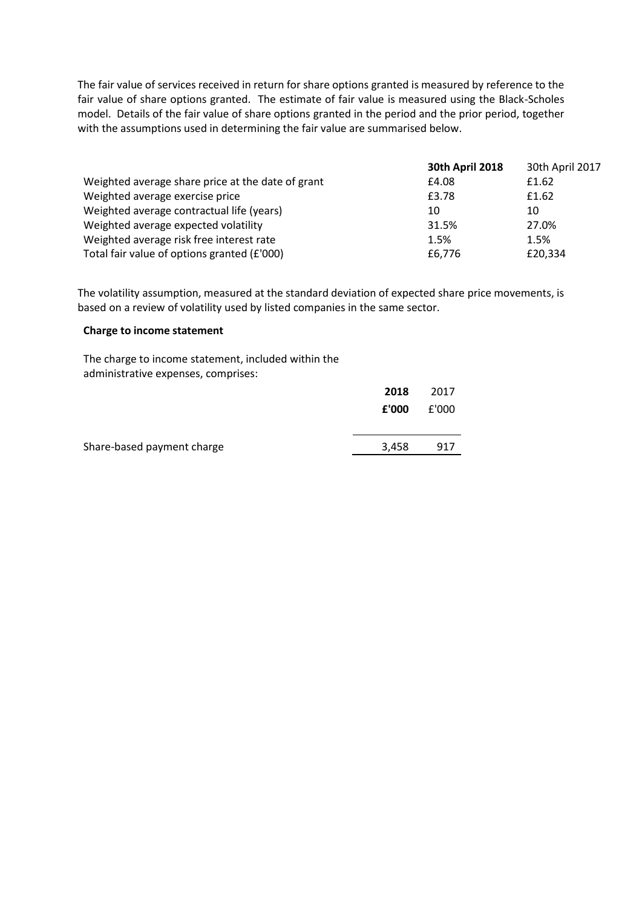The fair value of services received in return for share options granted is measured by reference to the fair value of share options granted. The estimate of fair value is measured using the Black-Scholes model. Details of the fair value of share options granted in the period and the prior period, together with the assumptions used in determining the fair value are summarised below.

| | **30th April 2018** | 30th April 2017 |
|---|---|---|
| Weighted average share price at the date of grant | £4.08 | £1.62 |
| Weighted average exercise price | £3.78 | £1.62 |
| Weighted average contractual life (years) | 10 | 10 |
| Weighted average expected volatility | 31.5% | 27.0% |
| Weighted average risk free interest rate | 1.5% | 1.5% |
| Total fair value of options granted (£'000) | £6,776 | £20,334 |

The volatility assumption, measured at the standard deviation of expected share price movements, is based on a review of volatility used by listed companies in the same sector.

**Charge to income statement**

The charge to income statement, included within the administrative expenses, comprises:

| | **2018** | 2017 |
|---|---|---|
| | **£'000** | £'000 |
| Share-based payment charge | 3,458 | 917 |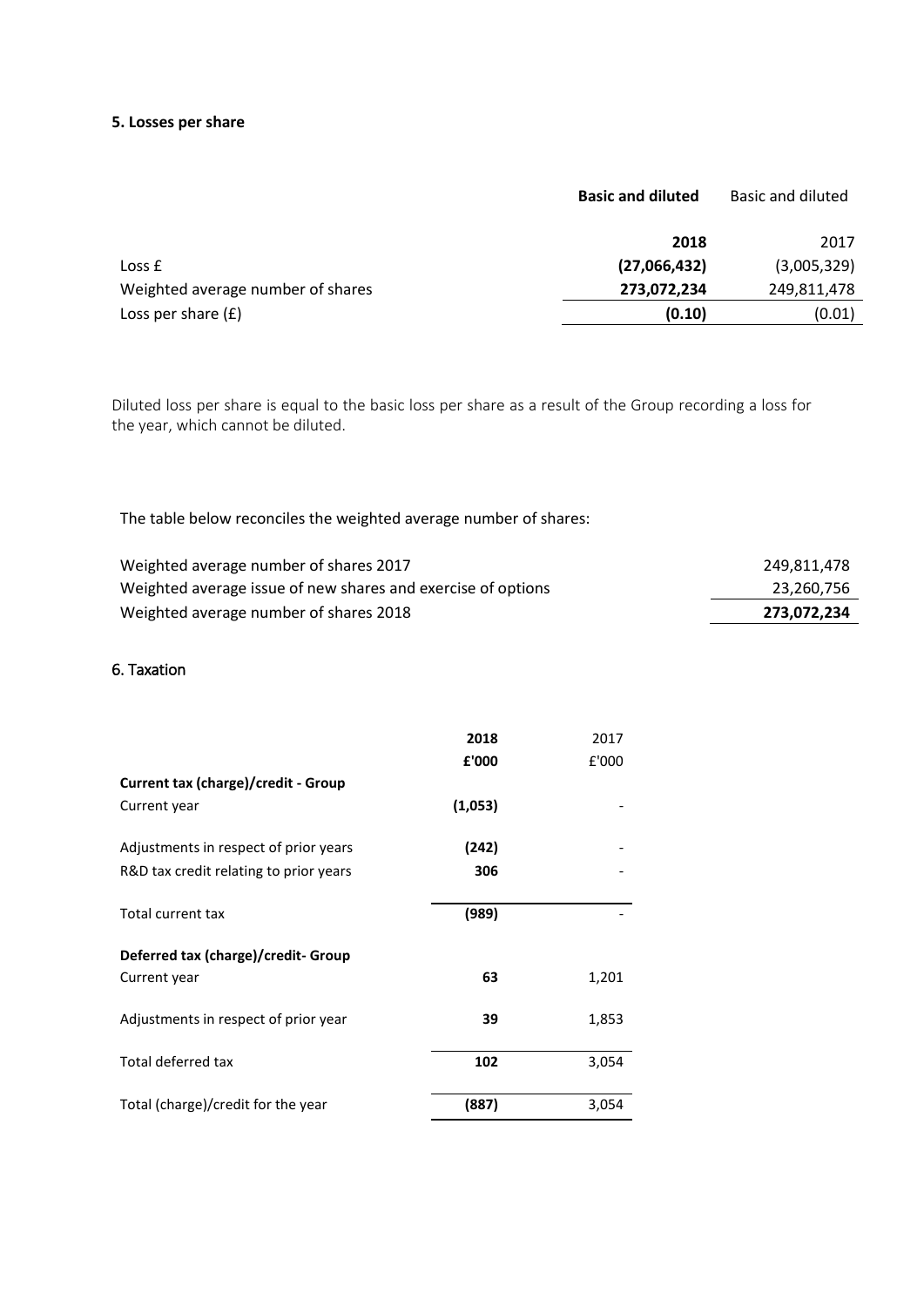### 5. Losses per share

| | **Basic and diluted** | Basic and diluted |
|---|---|---|
| | **2018** | 2017 |
| Loss £ | **(27,066,432)** | (3,005,329) |
| Weighted average number of shares | **273,072,234** | 249,811,478 |
| Loss per share (£) | **(0.10)** | (0.01) |

Diluted loss per share is equal to the basic loss per share as a result of the Group recording a loss for the year, which cannot be diluted.

The table below reconciles the weighted average number of shares:

| | |
|---|---|
| Weighted average number of shares 2017 | 249,811,478 |
| Weighted average issue of new shares and exercise of options | 23,260,756 |
| Weighted average number of shares 2018 | **273,072,234** |

### 6. Taxation

| | **2018** | 2017 |
|---|---|---|
| | **£'000** | £'000 |
| **Current tax (charge)/credit - Group** | | |
| Current year | **(1,053)** | - |
| Adjustments in respect of prior years | **(242)** | - |
| R&D tax credit relating to prior years | **306** | - |
| Total current tax | **(989)** | - |
| **Deferred tax (charge)/credit- Group** | | |
| Current year | **63** | 1,201 |
| Adjustments in respect of prior year | **39** | 1,853 |
| Total deferred tax | **102** | 3,054 |
| Total (charge)/credit for the year | **(887)** | 3,054 |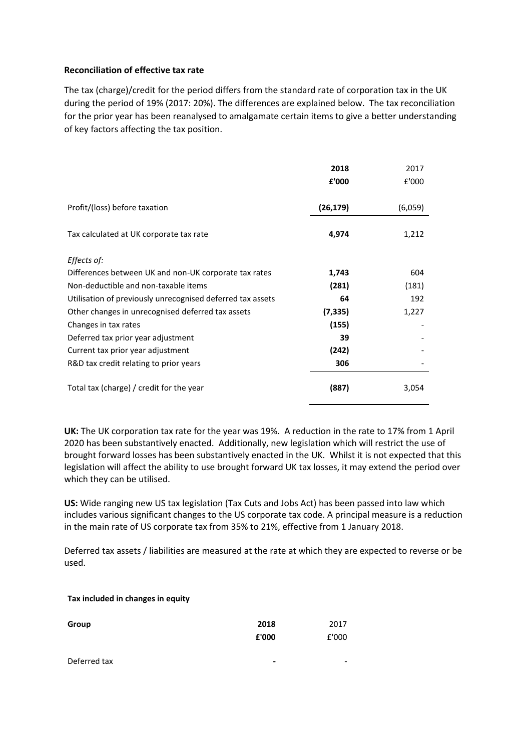**Reconciliation of effective tax rate**

The tax (charge)/credit for the period differs from the standard rate of corporation tax in the UK during the period of 19% (2017: 20%). The differences are explained below. The tax reconciliation for the prior year has been reanalysed to amalgamate certain items to give a better understanding of key factors affecting the tax position.

| | **2018** | 2017 |
|---|---|---|
| | **£'000** | £'000 |
| Profit/(loss) before taxation | **(26,179)** | (6,059) |
| Tax calculated at UK corporate tax rate | **4,974** | 1,212 |
| *Effects of:* | | |
| Differences between UK and non-UK corporate tax rates | **1,743** | 604 |
| Non-deductible and non-taxable items | **(281)** | (181) |
| Utilisation of previously unrecognised deferred tax assets | **64** | 192 |
| Other changes in unrecognised deferred tax assets | **(7,335)** | 1,227 |
| Changes in tax rates | **(155)** | - |
| Deferred tax prior year adjustment | **39** | - |
| Current tax prior year adjustment | **(242)** | - |
| R&D tax credit relating to prior years | **306** | - |
| Total tax (charge) / credit for the year | **(887)** | 3,054 |

**UK:** The UK corporation tax rate for the year was 19%. A reduction in the rate to 17% from 1 April 2020 has been substantively enacted. Additionally, new legislation which will restrict the use of brought forward losses has been substantively enacted in the UK. Whilst it is not expected that this legislation will affect the ability to use brought forward UK tax losses, it may extend the period over which they can be utilised.

**US:** Wide ranging new US tax legislation (Tax Cuts and Jobs Act) has been passed into law which includes various significant changes to the US corporate tax code. A principal measure is a reduction in the main rate of US corporate tax from 35% to 21%, effective from 1 January 2018.

Deferred tax assets / liabilities are measured at the rate at which they are expected to reverse or be used.

**Tax included in changes in equity**

| **Group** | **2018** | 2017 |
|---|---|---|
| | **£'000** | £'000 |
| Deferred tax | **-** | - |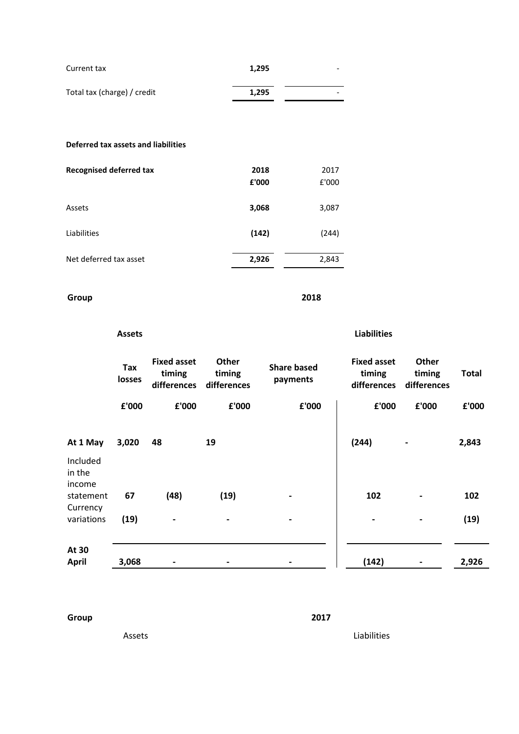| | | |
|---|---|---|
| Current tax | **1,295** | - |
| Total tax (charge) / credit | **1,295** | - |

**Deferred tax assets and liabilities**

| **Recognised deferred tax** | **2018** | 2017 |
|---|---|---|
| | **£'000** | £'000 |
| Assets | **3,068** | 3,087 |
| Liabilities | **(142)** | (244) |
| Net deferred tax asset | **2,926** | 2,843 |

**Group** **2018**

| | **Assets** | | | | **Liabilities** | | |
|---|---|---|---|---|---|---|---|
| | **Tax losses** | **Fixed asset timing differences** | **Other timing differences** | **Share based payments** | **Fixed asset timing differences** | **Other timing differences** | **Total** |
| | **£'000** | **£'000** | **£'000** | **£'000** | **£'000** | **£'000** | **£'000** |
| **At 1 May** | **3,020** | **48** | **19** | | **(244)** | **-** | **2,843** |
| Included in the income statement | **67** | **(48)** | **(19)** | **-** | **102** | **-** | **102** |
| Currency variations | **(19)** | **-** | **-** | **-** | **-** | **-** | **(19)** |
| **At 30 April** | **3,068** | **-** | **-** | **-** | **(142)** | **-** | **2,926** |

**Group** **2017**

Assets Liabilities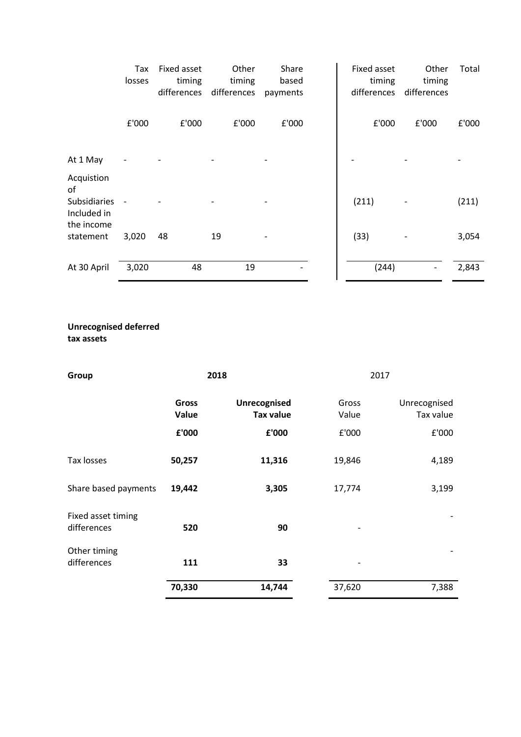| | Tax losses | Fixed asset timing differences | Other timing differences | Share based payments | Fixed asset timing differences | Other timing differences | Total |
|---|---|---|---|---|---|---|---|
| | £'000 | £'000 | £'000 | £'000 | £'000 | £'000 | £'000 |
| At 1 May | - | - | - | - | - | - | - |
| Acquistion of Subsidiaries | - | - | - | - | (211) | - | (211) |
| Included in the income statement | 3,020 | 48 | 19 | - | (33) | - | 3,054 |
| At 30 April | 3,020 | 48 | 19 | - | (244) | - | 2,843 |

**Unrecognised deferred tax assets**

| **Group** | **2018** | | 2017 | |
|---|---|---|---|---|
| | **Gross Value** | **Unrecognised Tax value** | Gross Value | Unrecognised Tax value |
| | **£'000** | **£'000** | £'000 | £'000 |
| Tax losses | **50,257** | **11,316** | 19,846 | 4,189 |
| Share based payments | **19,442** | **3,305** | 17,774 | 3,199 |
| Fixed asset timing differences | **520** | **90** | - | - |
| Other timing differences | **111** | **33** | - | - |
| | **70,330** | **14,744** | 37,620 | 7,388 |